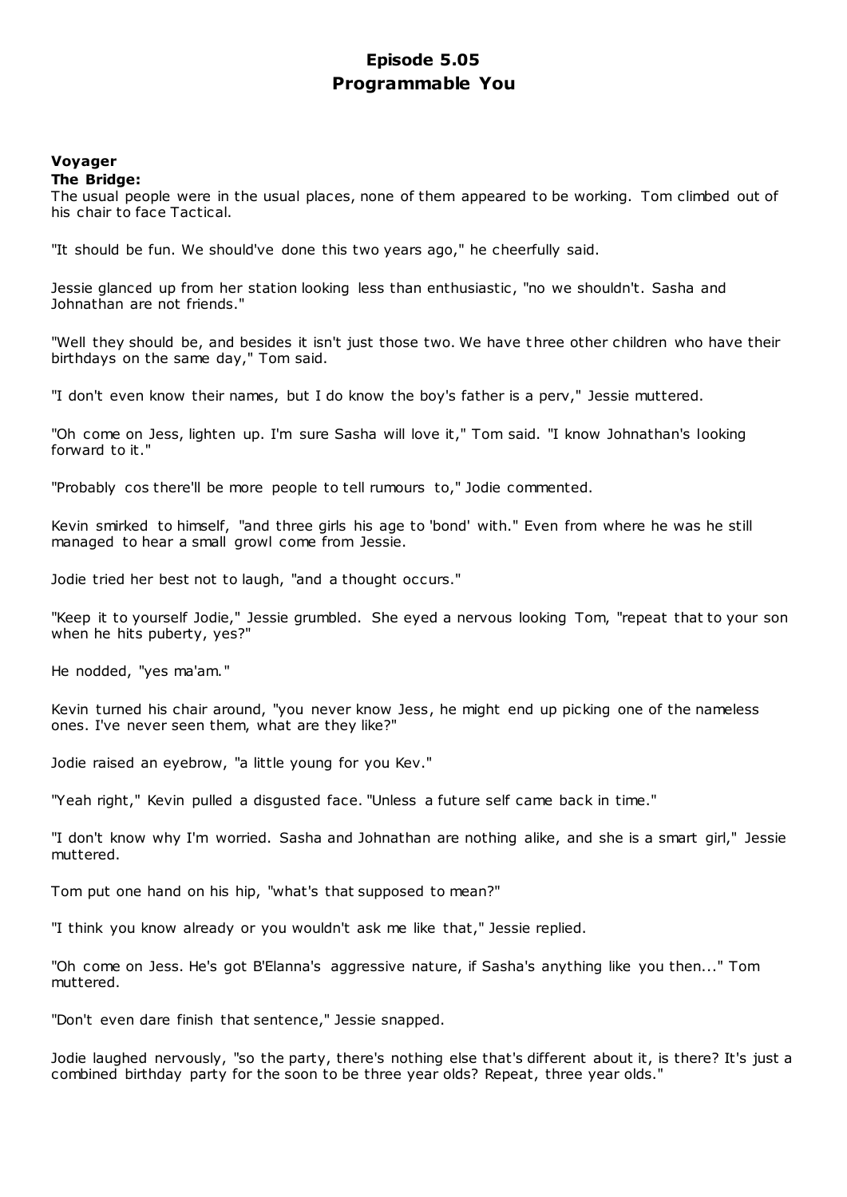# Episode 5.05
# Programmable You

### Voyager

**The Bridge:**

The usual people were in the usual places, none of them appeared to be working. Tom climbed out of his chair to face Tactical.

"It should be fun. We should've done this two years ago," he cheerfully said.

Jessie glanced up from her station looking less than enthusiastic, "no we shouldn't. Sasha and Johnathan are not friends."

"Well they should be, and besides it isn't just those two. We have three other children who have their birthdays on the same day," Tom said.

"I don't even know their names, but I do know the boy's father is a perv," Jessie muttered.

"Oh come on Jess, lighten up. I'm sure Sasha will love it," Tom said. "I know Johnathan's looking forward to it."

"Probably cos there'll be more people to tell rumours to," Jodie commented.

Kevin smirked to himself, "and three girls his age to 'bond' with." Even from where he was he still managed to hear a small growl come from Jessie.

Jodie tried her best not to laugh, "and a thought occurs."

"Keep it to yourself Jodie," Jessie grumbled. She eyed a nervous looking Tom, "repeat that to your son when he hits puberty, yes?"

He nodded, "yes ma'am."

Kevin turned his chair around, "you never know Jess, he might end up picking one of the nameless ones. I've never seen them, what are they like?"

Jodie raised an eyebrow, "a little young for you Kev."

"Yeah right," Kevin pulled a disgusted face. "Unless a future self came back in time."

"I don't know why I'm worried. Sasha and Johnathan are nothing alike, and she is a smart girl," Jessie muttered.

Tom put one hand on his hip, "what's that supposed to mean?"

"I think you know already or you wouldn't ask me like that," Jessie replied.

"Oh come on Jess. He's got B'Elanna's aggressive nature, if Sasha's anything like you then..." Tom muttered.

"Don't even dare finish that sentence," Jessie snapped.

Jodie laughed nervously, "so the party, there's nothing else that's different about it, is there? It's just a combined birthday party for the soon to be three year olds? Repeat, three year olds."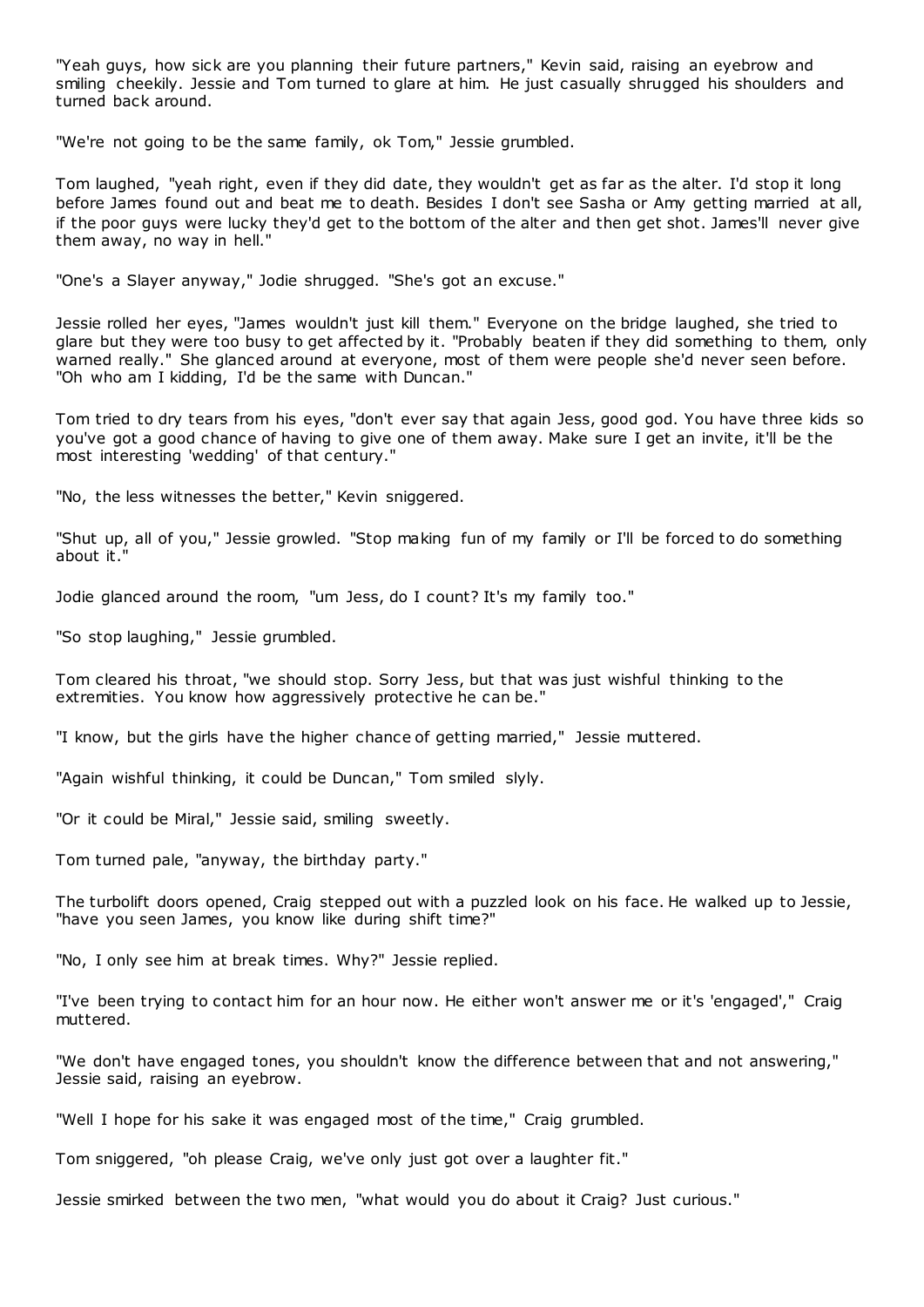"Yeah guys, how sick are you planning their future partners," Kevin said, raising an eyebrow and smiling cheekily. Jessie and Tom turned to glare at him. He just casually shrugged his shoulders and turned back around.

"We're not going to be the same family, ok Tom," Jessie grumbled.

Tom laughed, "yeah right, even if they did date, they wouldn't get as far as the alter. I'd stop it long before James found out and beat me to death. Besides I don't see Sasha or Amy getting married at all, if the poor guys were lucky they'd get to the bottom of the alter and then get shot. James'll never give them away, no way in hell."

"One's a Slayer anyway," Jodie shrugged. "She's got an excuse."

Jessie rolled her eyes, "James wouldn't just kill them." Everyone on the bridge laughed, she tried to glare but they were too busy to get affected by it. "Probably beaten if they did something to them, only warned really." She glanced around at everyone, most of them were people she'd never seen before. "Oh who am I kidding, I'd be the same with Duncan."

Tom tried to dry tears from his eyes, "don't ever say that again Jess, good god. You have three kids so you've got a good chance of having to give one of them away. Make sure I get an invite, it'll be the most interesting 'wedding' of that century."

"No, the less witnesses the better," Kevin sniggered.

"Shut up, all of you," Jessie growled. "Stop making fun of my family or I'll be forced to do something about it."

Jodie glanced around the room, "um Jess, do I count? It's my family too."

"So stop laughing," Jessie grumbled.

Tom cleared his throat, "we should stop. Sorry Jess, but that was just wishful thinking to the extremities. You know how aggressively protective he can be."

"I know, but the girls have the higher chance of getting married," Jessie muttered.

"Again wishful thinking, it could be Duncan," Tom smiled slyly.

"Or it could be Miral," Jessie said, smiling sweetly.

Tom turned pale, "anyway, the birthday party."

The turbolift doors opened, Craig stepped out with a puzzled look on his face. He walked up to Jessie, "have you seen James, you know like during shift time?"

"No, I only see him at break times. Why?" Jessie replied.

"I've been trying to contact him for an hour now. He either won't answer me or it's 'engaged'," Craig muttered.

"We don't have engaged tones, you shouldn't know the difference between that and not answering," Jessie said, raising an eyebrow.

"Well I hope for his sake it was engaged most of the time," Craig grumbled.

Tom sniggered, "oh please Craig, we've only just got over a laughter fit."

Jessie smirked between the two men, "what would you do about it Craig? Just curious."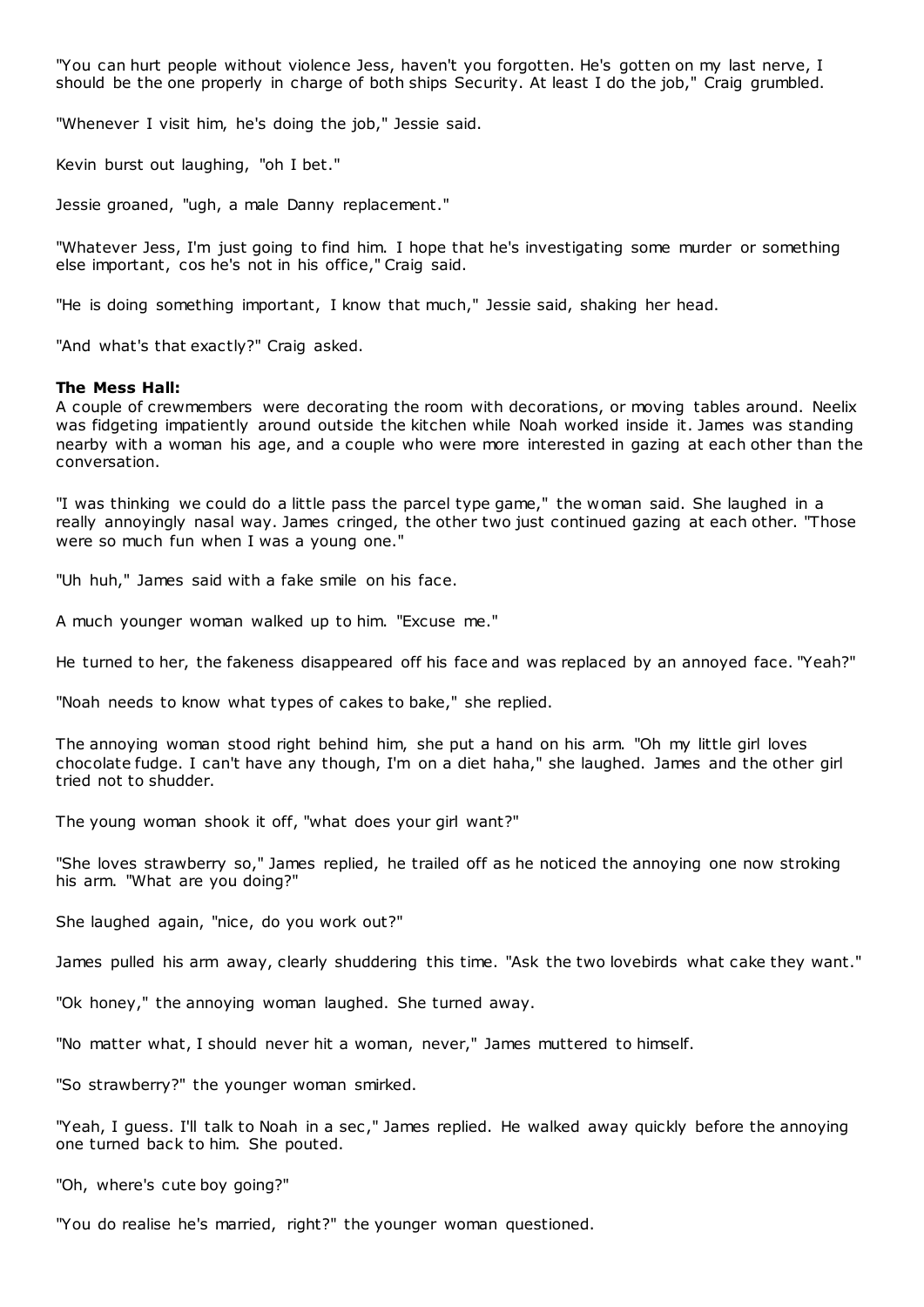"You can hurt people without violence Jess, haven't you forgotten. He's gotten on my last nerve, I should be the one properly in charge of both ships Security. At least I do the job," Craig grumbled.

"Whenever I visit him, he's doing the job," Jessie said.

Kevin burst out laughing, "oh I bet."

Jessie groaned, "ugh, a male Danny replacement."

"Whatever Jess, I'm just going to find him. I hope that he's investigating some murder or something else important, cos he's not in his office," Craig said.

"He is doing something important, I know that much," Jessie said, shaking her head.

"And what's that exactly?" Craig asked.

**The Mess Hall:**
A couple of crewmembers were decorating the room with decorations, or moving tables around. Neelix was fidgeting impatiently around outside the kitchen while Noah worked inside it. James was standing nearby with a woman his age, and a couple who were more interested in gazing at each other than the conversation.

"I was thinking we could do a little pass the parcel type game," the woman said. She laughed in a really annoyingly nasal way. James cringed, the other two just continued gazing at each other. "Those were so much fun when I was a young one."

"Uh huh," James said with a fake smile on his face.

A much younger woman walked up to him. "Excuse me."

He turned to her, the fakeness disappeared off his face and was replaced by an annoyed face. "Yeah?"

"Noah needs to know what types of cakes to bake," she replied.

The annoying woman stood right behind him, she put a hand on his arm. "Oh my little girl loves chocolate fudge. I can't have any though, I'm on a diet haha," she laughed. James and the other girl tried not to shudder.

The young woman shook it off, "what does your girl want?"

"She loves strawberry so," James replied, he trailed off as he noticed the annoying one now stroking his arm. "What are you doing?"

She laughed again, "nice, do you work out?"

James pulled his arm away, clearly shuddering this time. "Ask the two lovebirds what cake they want."

"Ok honey," the annoying woman laughed. She turned away.

"No matter what, I should never hit a woman, never," James muttered to himself.

"So strawberry?" the younger woman smirked.

"Yeah, I guess. I'll talk to Noah in a sec," James replied. He walked away quickly before the annoying one turned back to him. She pouted.

"Oh, where's cute boy going?"

"You do realise he's married, right?" the younger woman questioned.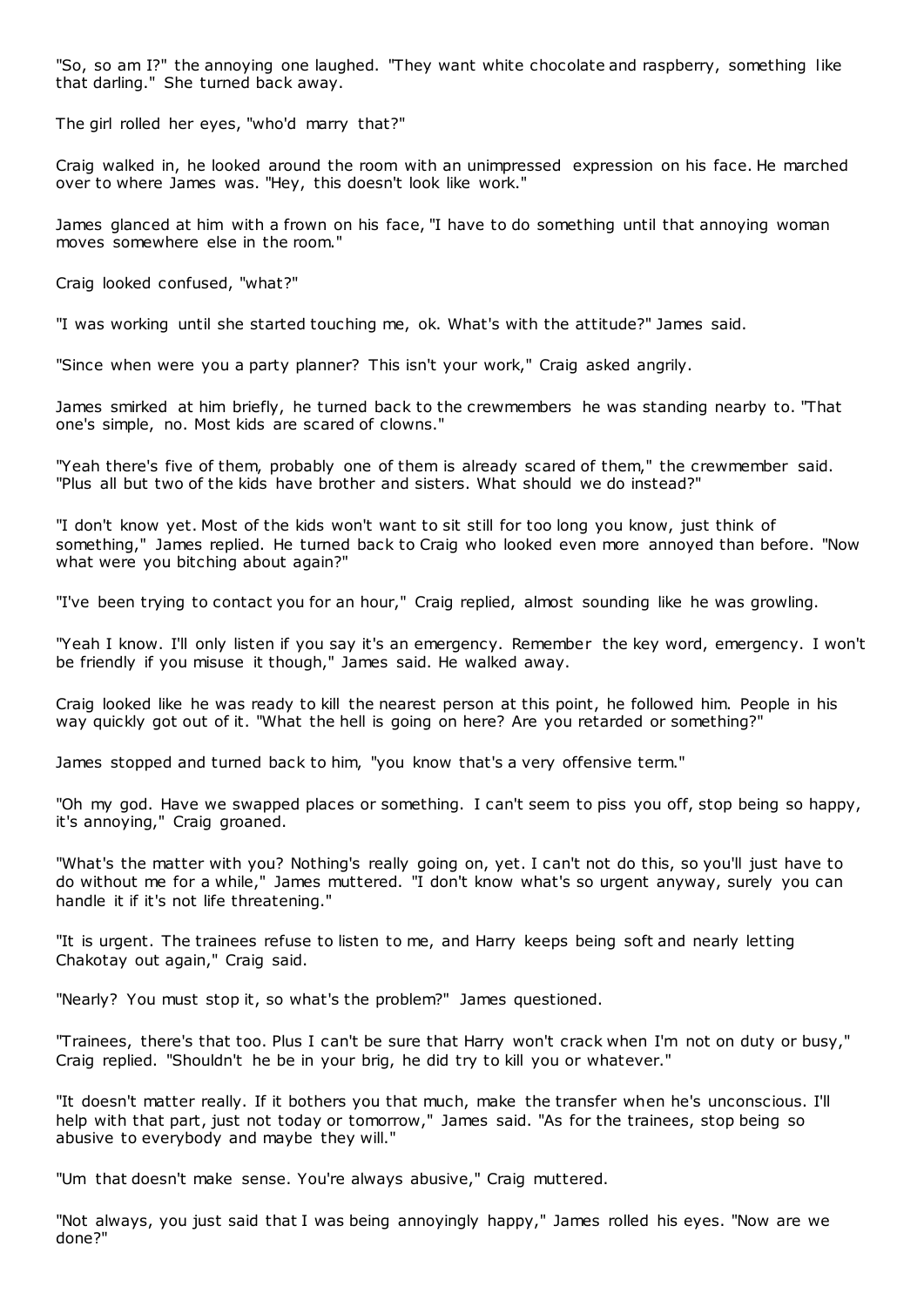"So, so am I?" the annoying one laughed. "They want white chocolate and raspberry, something like that darling." She turned back away.

The girl rolled her eyes, "who'd marry that?"

Craig walked in, he looked around the room with an unimpressed expression on his face. He marched over to where James was. "Hey, this doesn't look like work."

James glanced at him with a frown on his face, "I have to do something until that annoying woman moves somewhere else in the room."

Craig looked confused, "what?"

"I was working until she started touching me, ok. What's with the attitude?" James said.

"Since when were you a party planner? This isn't your work," Craig asked angrily.

James smirked at him briefly, he turned back to the crewmembers he was standing nearby to. "That one's simple, no. Most kids are scared of clowns."

"Yeah there's five of them, probably one of them is already scared of them," the crewmember said. "Plus all but two of the kids have brother and sisters. What should we do instead?"

"I don't know yet. Most of the kids won't want to sit still for too long you know, just think of something," James replied. He turned back to Craig who looked even more annoyed than before. "Now what were you bitching about again?"

"I've been trying to contact you for an hour," Craig replied, almost sounding like he was growling.

"Yeah I know. I'll only listen if you say it's an emergency. Remember the key word, emergency. I won't be friendly if you misuse it though," James said. He walked away.

Craig looked like he was ready to kill the nearest person at this point, he followed him. People in his way quickly got out of it. "What the hell is going on here? Are you retarded or something?"

James stopped and turned back to him, "you know that's a very offensive term."

"Oh my god. Have we swapped places or something. I can't seem to piss you off, stop being so happy, it's annoying," Craig groaned.

"What's the matter with you? Nothing's really going on, yet. I can't not do this, so you'll just have to do without me for a while," James muttered. "I don't know what's so urgent anyway, surely you can handle it if it's not life threatening."

"It is urgent. The trainees refuse to listen to me, and Harry keeps being soft and nearly letting Chakotay out again," Craig said.

"Nearly? You must stop it, so what's the problem?" James questioned.

"Trainees, there's that too. Plus I can't be sure that Harry won't crack when I'm not on duty or busy," Craig replied. "Shouldn't he be in your brig, he did try to kill you or whatever."

"It doesn't matter really. If it bothers you that much, make the transfer when he's unconscious. I'll help with that part, just not today or tomorrow," James said. "As for the trainees, stop being so abusive to everybody and maybe they will."

"Um that doesn't make sense. You're always abusive," Craig muttered.

"Not always, you just said that I was being annoyingly happy," James rolled his eyes. "Now are we done?"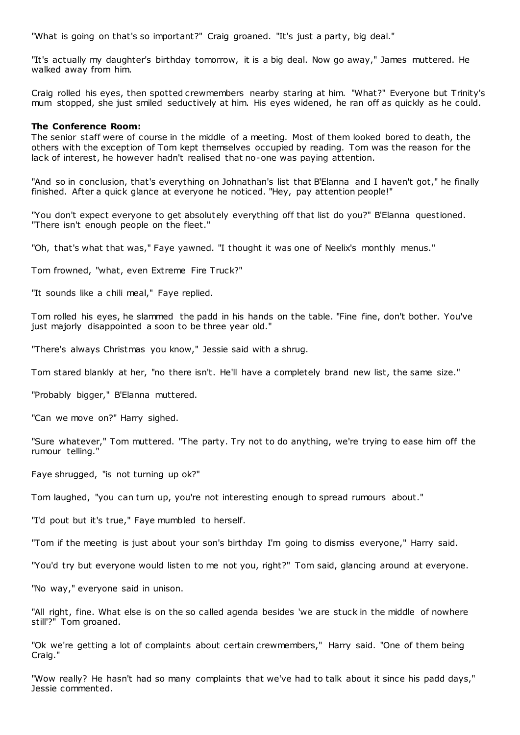"What is going on that's so important?" Craig groaned. "It's just a party, big deal."

"It's actually my daughter's birthday tomorrow, it is a big deal. Now go away," James muttered. He walked away from him.

Craig rolled his eyes, then spotted crewmembers nearby staring at him. "What?" Everyone but Trinity's mum stopped, she just smiled seductively at him. His eyes widened, he ran off as quickly as he could.

**The Conference Room:**
The senior staff were of course in the middle of a meeting. Most of them looked bored to death, the others with the exception of Tom kept themselves occupied by reading. Tom was the reason for the lack of interest, he however hadn't realised that no-one was paying attention.

"And so in conclusion, that's everything on Johnathan's list that B'Elanna and I haven't got," he finally finished. After a quick glance at everyone he noticed. "Hey, pay attention people!"

"You don't expect everyone to get absolutely everything off that list do you?" B'Elanna questioned. "There isn't enough people on the fleet."

"Oh, that's what that was," Faye yawned. "I thought it was one of Neelix's monthly menus."

Tom frowned, "what, even Extreme Fire Truck?"

"It sounds like a chili meal," Faye replied.

Tom rolled his eyes, he slammed the padd in his hands on the table. "Fine fine, don't bother. You've just majorly disappointed a soon to be three year old."

"There's always Christmas you know," Jessie said with a shrug.

Tom stared blankly at her, "no there isn't. He'll have a completely brand new list, the same size."

"Probably bigger," B'Elanna muttered.

"Can we move on?" Harry sighed.

"Sure whatever," Tom muttered. "The party. Try not to do anything, we're trying to ease him off the rumour telling."

Faye shrugged, "is not turning up ok?"

Tom laughed, "you can turn up, you're not interesting enough to spread rumours about."

"I'd pout but it's true," Faye mumbled to herself.

"Tom if the meeting is just about your son's birthday I'm going to dismiss everyone," Harry said.

"You'd try but everyone would listen to me not you, right?" Tom said, glancing around at everyone.

"No way," everyone said in unison.

"All right, fine. What else is on the so called agenda besides 'we are stuck in the middle of nowhere still'?" Tom groaned.

"Ok we're getting a lot of complaints about certain crewmembers," Harry said. "One of them being Craig."

"Wow really? He hasn't had so many complaints that we've had to talk about it since his padd days," Jessie commented.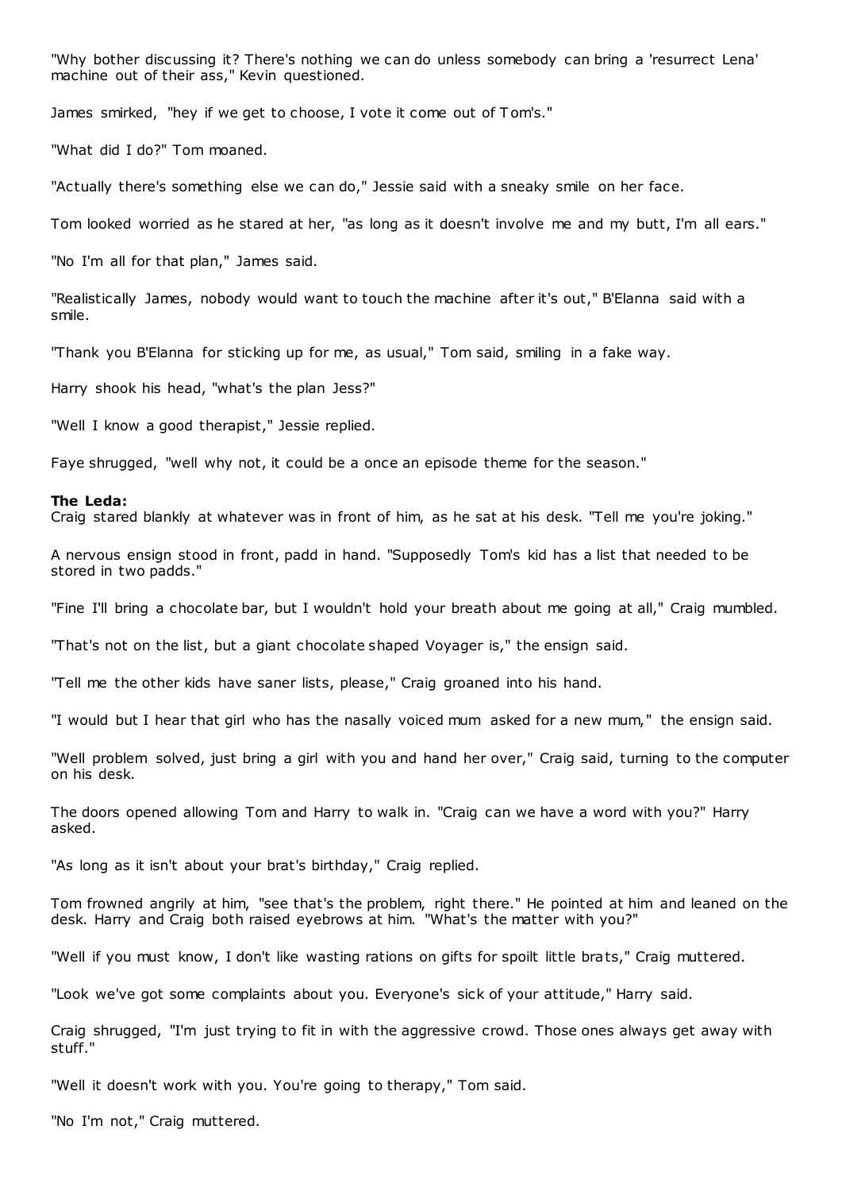"Why bother discussing it? There's nothing we can do unless somebody can bring a 'resurrect Lena' machine out of their ass," Kevin questioned.

James smirked, "hey if we get to choose, I vote it come out of Tom's."

"What did I do?" Tom moaned.

"Actually there's something else we can do," Jessie said with a sneaky smile on her face.

Tom looked worried as he stared at her, "as long as it doesn't involve me and my butt, I'm all ears."

"No I'm all for that plan," James said.

"Realistically James, nobody would want to touch the machine after it's out," B'Elanna said with a smile.

"Thank you B'Elanna for sticking up for me, as usual," Tom said, smiling in a fake way.

Harry shook his head, "what's the plan Jess?"

"Well I know a good therapist," Jessie replied.

Faye shrugged, "well why not, it could be a once an episode theme for the season."

**The Leda:**
Craig stared blankly at whatever was in front of him, as he sat at his desk. "Tell me you're joking."

A nervous ensign stood in front, padd in hand. "Supposedly Tom's kid has a list that needed to be stored in two padds."

"Fine I'll bring a chocolate bar, but I wouldn't hold your breath about me going at all," Craig mumbled.

"That's not on the list, but a giant chocolate shaped Voyager is," the ensign said.

"Tell me the other kids have saner lists, please," Craig groaned into his hand.

"I would but I hear that girl who has the nasally voiced mum asked for a new mum," the ensign said.

"Well problem solved, just bring a girl with you and hand her over," Craig said, turning to the computer on his desk.

The doors opened allowing Tom and Harry to walk in. "Craig can we have a word with you?" Harry asked.

"As long as it isn't about your brat's birthday," Craig replied.

Tom frowned angrily at him, "see that's the problem, right there." He pointed at him and leaned on the desk. Harry and Craig both raised eyebrows at him. "What's the matter with you?"

"Well if you must know, I don't like wasting rations on gifts for spoilt little brats," Craig muttered.

"Look we've got some complaints about you. Everyone's sick of your attitude," Harry said.

Craig shrugged, "I'm just trying to fit in with the aggressive crowd. Those ones always get away with stuff."

"Well it doesn't work with you. You're going to therapy," Tom said.

"No I'm not," Craig muttered.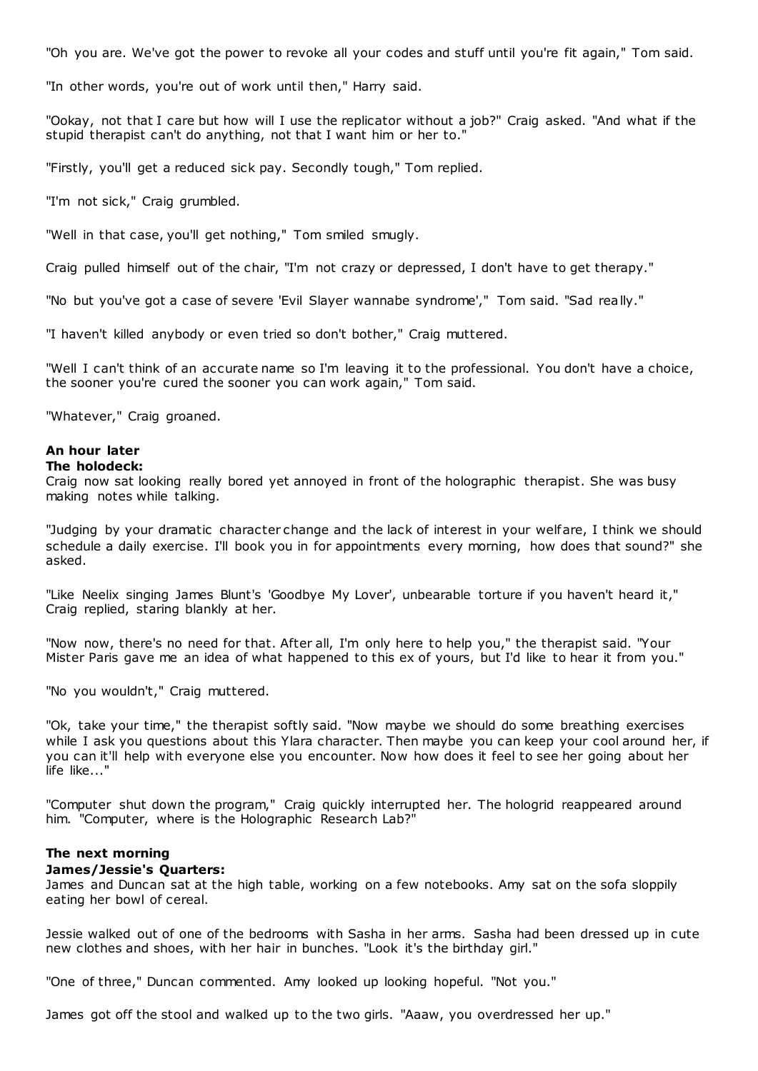"Oh you are. We've got the power to revoke all your codes and stuff until you're fit again," Tom said.

"In other words, you're out of work until then," Harry said.

"Ookay, not that I care but how will I use the replicator without a job?" Craig asked. "And what if the stupid therapist can't do anything, not that I want him or her to."

"Firstly, you'll get a reduced sick pay. Secondly tough," Tom replied.

"I'm not sick," Craig grumbled.

"Well in that case, you'll get nothing," Tom smiled smugly.

Craig pulled himself out of the chair, "I'm not crazy or depressed, I don't have to get therapy."

"No but you've got a case of severe 'Evil Slayer wannabe syndrome'," Tom said. "Sad really."

"I haven't killed anybody or even tried so don't bother," Craig muttered.

"Well I can't think of an accurate name so I'm leaving it to the professional. You don't have a choice, the sooner you're cured the sooner you can work again," Tom said.

"Whatever," Craig groaned.

**An hour later**
**The holodeck:**
Craig now sat looking really bored yet annoyed in front of the holographic therapist. She was busy making notes while talking.

"Judging by your dramatic character change and the lack of interest in your welfare, I think we should schedule a daily exercise. I'll book you in for appointments every morning, how does that sound?" she asked.

"Like Neelix singing James Blunt's 'Goodbye My Lover', unbearable torture if you haven't heard it," Craig replied, staring blankly at her.

"Now now, there's no need for that. After all, I'm only here to help you," the therapist said. "Your Mister Paris gave me an idea of what happened to this ex of yours, but I'd like to hear it from you."

"No you wouldn't," Craig muttered.

"Ok, take your time," the therapist softly said. "Now maybe we should do some breathing exercises while I ask you questions about this Ylara character. Then maybe you can keep your cool around her, if you can it'll help with everyone else you encounter. Now how does it feel to see her going about her life like..."

"Computer shut down the program," Craig quickly interrupted her. The hologrid reappeared around him. "Computer, where is the Holographic Research Lab?"

**The next morning**
**James/Jessie's Quarters:**
James and Duncan sat at the high table, working on a few notebooks. Amy sat on the sofa sloppily eating her bowl of cereal.

Jessie walked out of one of the bedrooms with Sasha in her arms. Sasha had been dressed up in cute new clothes and shoes, with her hair in bunches. "Look it's the birthday girl."

"One of three," Duncan commented. Amy looked up looking hopeful. "Not you."

James got off the stool and walked up to the two girls. "Aaaw, you overdressed her up."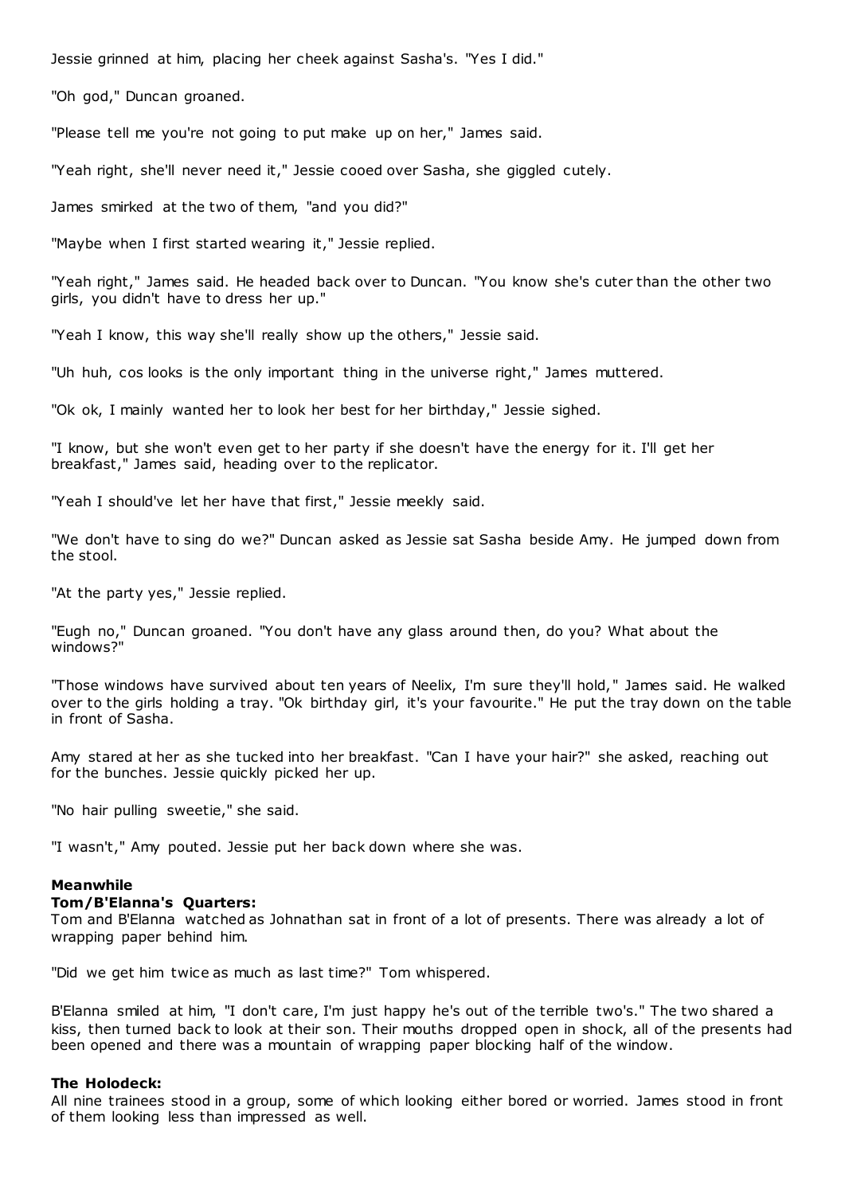Jessie grinned at him, placing her cheek against Sasha's. "Yes I did."

"Oh god," Duncan groaned.

"Please tell me you're not going to put make up on her," James said.

"Yeah right, she'll never need it," Jessie cooed over Sasha, she giggled cutely.

James smirked at the two of them, "and you did?"

"Maybe when I first started wearing it," Jessie replied.

"Yeah right," James said. He headed back over to Duncan. "You know she's cuter than the other two girls, you didn't have to dress her up."

"Yeah I know, this way she'll really show up the others," Jessie said.

"Uh huh, cos looks is the only important thing in the universe right," James muttered.

"Ok ok, I mainly wanted her to look her best for her birthday," Jessie sighed.

"I know, but she won't even get to her party if she doesn't have the energy for it. I'll get her breakfast," James said, heading over to the replicator.

"Yeah I should've let her have that first," Jessie meekly said.

"We don't have to sing do we?" Duncan asked as Jessie sat Sasha beside Amy. He jumped down from the stool.

"At the party yes," Jessie replied.

"Eugh no," Duncan groaned. "You don't have any glass around then, do you? What about the windows?"

"Those windows have survived about ten years of Neelix, I'm sure they'll hold," James said. He walked over to the girls holding a tray. "Ok birthday girl, it's your favourite." He put the tray down on the table in front of Sasha.

Amy stared at her as she tucked into her breakfast. "Can I have your hair?" she asked, reaching out for the bunches. Jessie quickly picked her up.

"No hair pulling sweetie," she said.

"I wasn't," Amy pouted. Jessie put her back down where she was.

**Meanwhile**
**Tom/B'Elanna's Quarters:**
Tom and B'Elanna watched as Johnathan sat in front of a lot of presents. There was already a lot of wrapping paper behind him.

"Did we get him twice as much as last time?" Tom whispered.

B'Elanna smiled at him, "I don't care, I'm just happy he's out of the terrible two's." The two shared a kiss, then turned back to look at their son. Their mouths dropped open in shock, all of the presents had been opened and there was a mountain of wrapping paper blocking half of the window.

**The Holodeck:**
All nine trainees stood in a group, some of which looking either bored or worried. James stood in front of them looking less than impressed as well.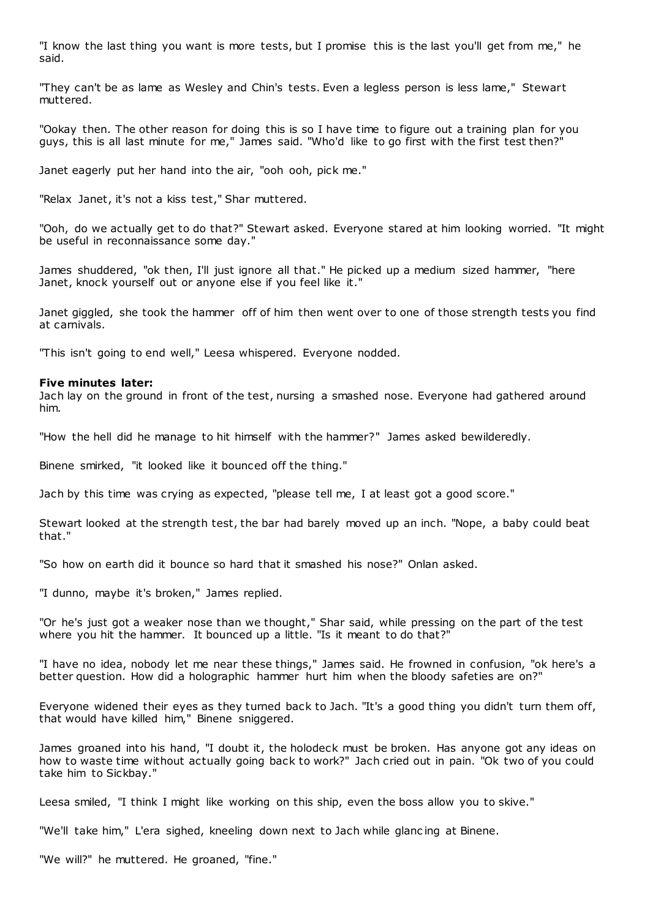"I know the last thing you want is more tests, but I promise this is the last you'll get from me," he said.

"They can't be as lame as Wesley and Chin's tests. Even a legless person is less lame," Stewart muttered.

"Ookay then. The other reason for doing this is so I have time to figure out a training plan for you guys, this is all last minute for me," James said. "Who'd like to go first with the first test then?"

Janet eagerly put her hand into the air, "ooh ooh, pick me."

"Relax Janet, it's not a kiss test," Shar muttered.

"Ooh, do we actually get to do that?" Stewart asked. Everyone stared at him looking worried. "It might be useful in reconnaissance some day."

James shuddered, "ok then, I'll just ignore all that." He picked up a medium sized hammer, "here Janet, knock yourself out or anyone else if you feel like it."

Janet giggled, she took the hammer off of him then went over to one of those strength tests you find at carnivals.

"This isn't going to end well," Leesa whispered. Everyone nodded.

**Five minutes later:**
Jach lay on the ground in front of the test, nursing a smashed nose. Everyone had gathered around him.

"How the hell did he manage to hit himself with the hammer?" James asked bewilderedly.

Binene smirked, "it looked like it bounced off the thing."

Jach by this time was crying as expected, "please tell me, I at least got a good score."

Stewart looked at the strength test, the bar had barely moved up an inch. "Nope, a baby could beat that."

"So how on earth did it bounce so hard that it smashed his nose?" Onlan asked.

"I dunno, maybe it's broken," James replied.

"Or he's just got a weaker nose than we thought," Shar said, while pressing on the part of the test where you hit the hammer. It bounced up a little. "Is it meant to do that?"

"I have no idea, nobody let me near these things," James said. He frowned in confusion, "ok here's a better question. How did a holographic hammer hurt him when the bloody safeties are on?"

Everyone widened their eyes as they turned back to Jach. "It's a good thing you didn't turn them off, that would have killed him," Binene sniggered.

James groaned into his hand, "I doubt it, the holodeck must be broken. Has anyone got any ideas on how to waste time without actually going back to work?" Jach cried out in pain. "Ok two of you could take him to Sickbay."

Leesa smiled, "I think I might like working on this ship, even the boss allow you to skive."

"We'll take him," L'era sighed, kneeling down next to Jach while glancing at Binene.

"We will?" he muttered. He groaned, "fine."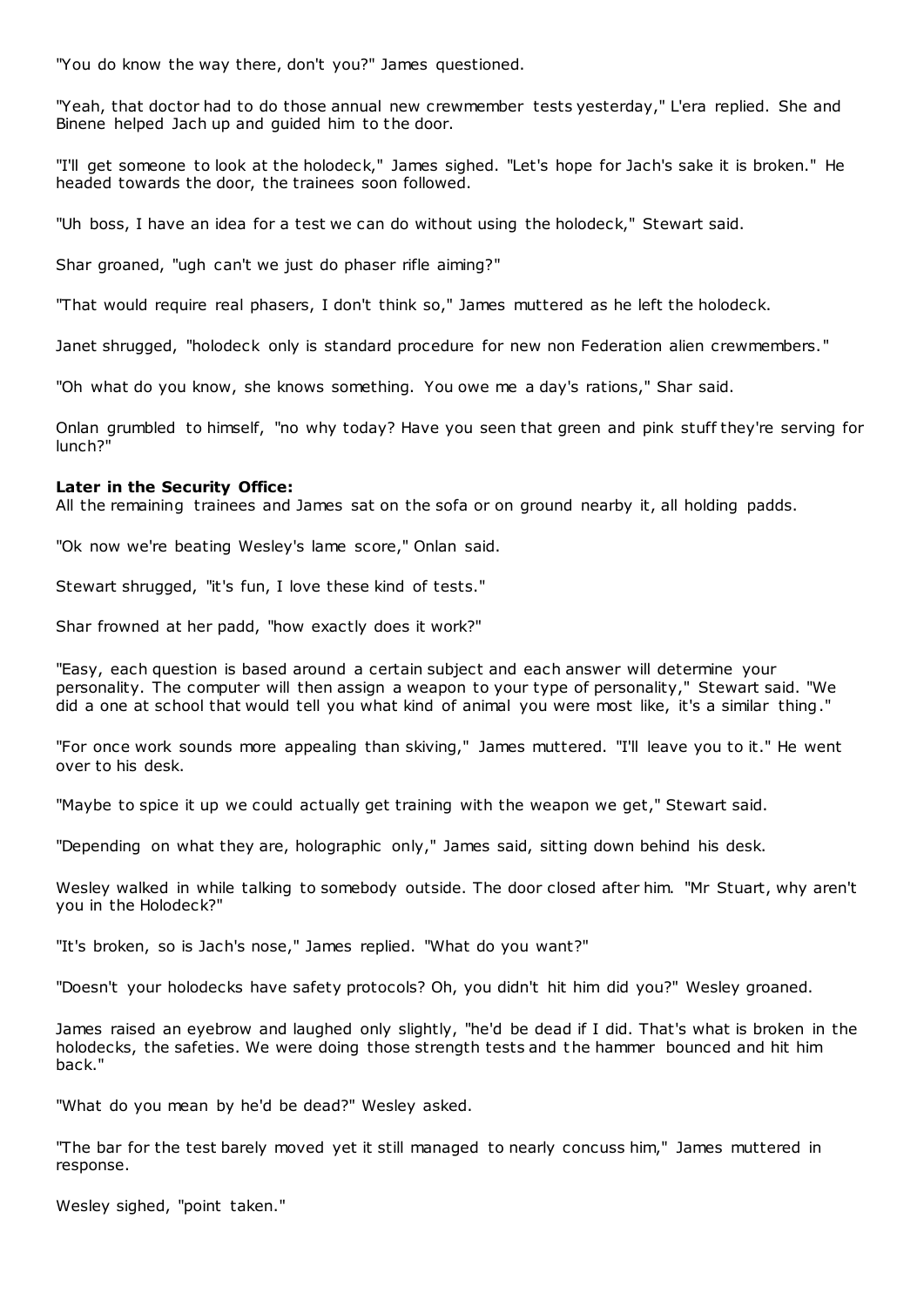"You do know the way there, don't you?" James questioned.

"Yeah, that doctor had to do those annual new crewmember tests yesterday," L'era replied. She and Binene helped Jach up and guided him to the door.

"I'll get someone to look at the holodeck," James sighed. "Let's hope for Jach's sake it is broken." He headed towards the door, the trainees soon followed.

"Uh boss, I have an idea for a test we can do without using the holodeck," Stewart said.

Shar groaned, "ugh can't we just do phaser rifle aiming?"

"That would require real phasers, I don't think so," James muttered as he left the holodeck.

Janet shrugged, "holodeck only is standard procedure for new non Federation alien crewmembers."

"Oh what do you know, she knows something. You owe me a day's rations," Shar said.

Onlan grumbled to himself, "no why today? Have you seen that green and pink stuff they're serving for lunch?"

**Later in the Security Office:**
All the remaining trainees and James sat on the sofa or on ground nearby it, all holding padds.

"Ok now we're beating Wesley's lame score," Onlan said.

Stewart shrugged, "it's fun, I love these kind of tests."

Shar frowned at her padd, "how exactly does it work?"

"Easy, each question is based around a certain subject and each answer will determine your personality. The computer will then assign a weapon to your type of personality," Stewart said. "We did a one at school that would tell you what kind of animal you were most like, it's a similar thing."

"For once work sounds more appealing than skiving," James muttered. "I'll leave you to it." He went over to his desk.

"Maybe to spice it up we could actually get training with the weapon we get," Stewart said.

"Depending on what they are, holographic only," James said, sitting down behind his desk.

Wesley walked in while talking to somebody outside. The door closed after him. "Mr Stuart, why aren't you in the Holodeck?"

"It's broken, so is Jach's nose," James replied. "What do you want?"

"Doesn't your holodecks have safety protocols? Oh, you didn't hit him did you?" Wesley groaned.

James raised an eyebrow and laughed only slightly, "he'd be dead if I did. That's what is broken in the holodecks, the safeties. We were doing those strength tests and the hammer bounced and hit him back."

"What do you mean by he'd be dead?" Wesley asked.

"The bar for the test barely moved yet it still managed to nearly concuss him," James muttered in response.

Wesley sighed, "point taken."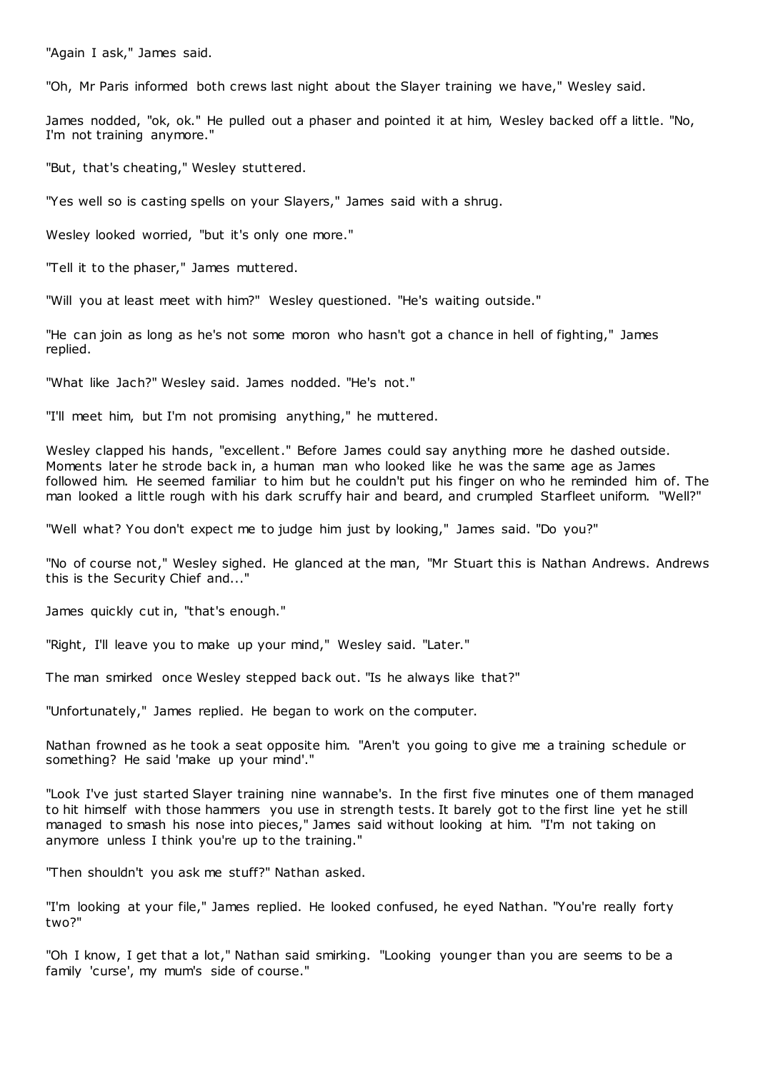"Again I ask," James said.

"Oh, Mr Paris informed both crews last night about the Slayer training we have," Wesley said.

James nodded, "ok, ok." He pulled out a phaser and pointed it at him, Wesley backed off a little. "No, I'm not training anymore."

"But, that's cheating," Wesley stuttered.

"Yes well so is casting spells on your Slayers," James said with a shrug.

Wesley looked worried, "but it's only one more."

"Tell it to the phaser," James muttered.

"Will you at least meet with him?" Wesley questioned. "He's waiting outside."

"He can join as long as he's not some moron who hasn't got a chance in hell of fighting," James replied.

"What like Jach?" Wesley said. James nodded. "He's not."

"I'll meet him, but I'm not promising anything," he muttered.

Wesley clapped his hands, "excellent." Before James could say anything more he dashed outside. Moments later he strode back in, a human man who looked like he was the same age as James followed him. He seemed familiar to him but he couldn't put his finger on who he reminded him of. The man looked a little rough with his dark scruffy hair and beard, and crumpled Starfleet uniform. "Well?"

"Well what? You don't expect me to judge him just by looking," James said. "Do you?"

"No of course not," Wesley sighed. He glanced at the man, "Mr Stuart this is Nathan Andrews. Andrews this is the Security Chief and..."

James quickly cut in, "that's enough."

"Right, I'll leave you to make up your mind," Wesley said. "Later."

The man smirked once Wesley stepped back out. "Is he always like that?"

"Unfortunately," James replied. He began to work on the computer.

Nathan frowned as he took a seat opposite him. "Aren't you going to give me a training schedule or something? He said 'make up your mind'."

"Look I've just started Slayer training nine wannabe's. In the first five minutes one of them managed to hit himself with those hammers you use in strength tests. It barely got to the first line yet he still managed to smash his nose into pieces," James said without looking at him. "I'm not taking on anymore unless I think you're up to the training."

"Then shouldn't you ask me stuff?" Nathan asked.

"I'm looking at your file," James replied. He looked confused, he eyed Nathan. "You're really forty two?"

"Oh I know, I get that a lot," Nathan said smirking. "Looking younger than you are seems to be a family 'curse', my mum's side of course."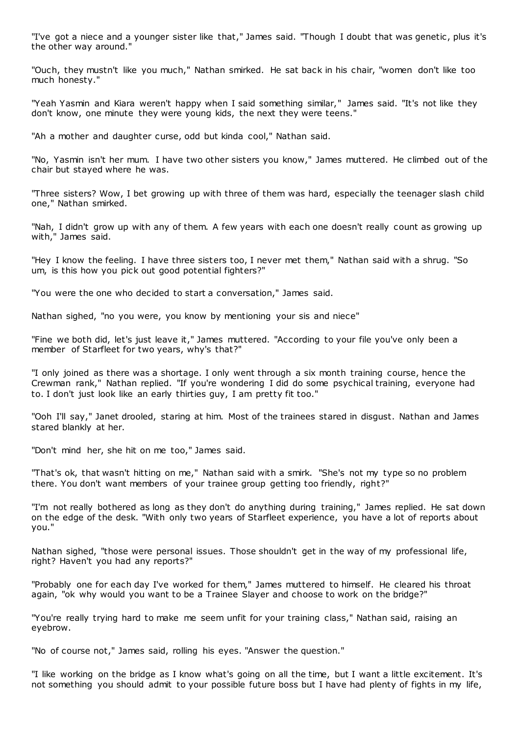"I've got a niece and a younger sister like that," James said. "Though I doubt that was genetic, plus it's the other way around."

"Ouch, they mustn't like you much," Nathan smirked. He sat back in his chair, "women don't like too much honesty."

"Yeah Yasmin and Kiara weren't happy when I said something similar," James said. "It's not like they don't know, one minute they were young kids, the next they were teens."

"Ah a mother and daughter curse, odd but kinda cool," Nathan said.

"No, Yasmin isn't her mum. I have two other sisters you know," James muttered. He climbed out of the chair but stayed where he was.

"Three sisters? Wow, I bet growing up with three of them was hard, especially the teenager slash child one," Nathan smirked.

"Nah, I didn't grow up with any of them. A few years with each one doesn't really count as growing up with," James said.

"Hey I know the feeling. I have three sisters too, I never met them," Nathan said with a shrug. "So um, is this how you pick out good potential fighters?"

"You were the one who decided to start a conversation," James said.

Nathan sighed, "no you were, you know by mentioning your sis and niece"

"Fine we both did, let's just leave it," James muttered. "According to your file you've only been a member of Starfleet for two years, why's that?"

"I only joined as there was a shortage. I only went through a six month training course, hence the Crewman rank," Nathan replied. "If you're wondering I did do some psychical training, everyone had to. I don't just look like an early thirties guy, I am pretty fit too."

"Ooh I'll say," Janet drooled, staring at him. Most of the trainees stared in disgust. Nathan and James stared blankly at her.

"Don't mind her, she hit on me too," James said.

"That's ok, that wasn't hitting on me," Nathan said with a smirk. "She's not my type so no problem there. You don't want members of your trainee group getting too friendly, right?"

"I'm not really bothered as long as they don't do anything during training," James replied. He sat down on the edge of the desk. "With only two years of Starfleet experience, you have a lot of reports about you."

Nathan sighed, "those were personal issues. Those shouldn't get in the way of my professional life, right? Haven't you had any reports?"

"Probably one for each day I've worked for them," James muttered to himself. He cleared his throat again, "ok why would you want to be a Trainee Slayer and choose to work on the bridge?"

"You're really trying hard to make me seem unfit for your training class," Nathan said, raising an eyebrow.

"No of course not," James said, rolling his eyes. "Answer the question."

"I like working on the bridge as I know what's going on all the time, but I want a little excitement. It's not something you should admit to your possible future boss but I have had plenty of fights in my life,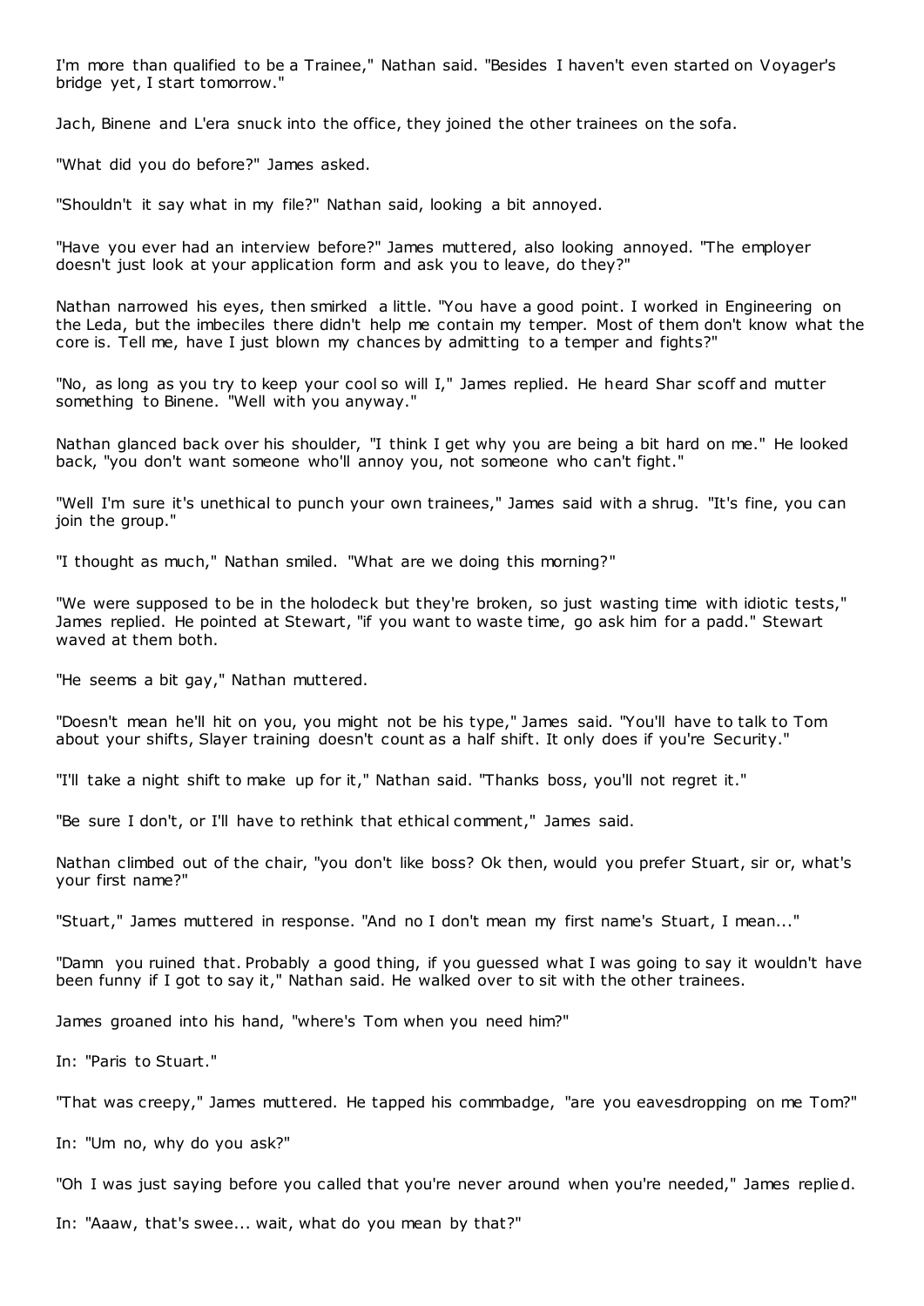I'm more than qualified to be a Trainee," Nathan said. "Besides I haven't even started on Voyager's bridge yet, I start tomorrow."

Jach, Binene and L'era snuck into the office, they joined the other trainees on the sofa.

"What did you do before?" James asked.

"Shouldn't it say what in my file?" Nathan said, looking a bit annoyed.

"Have you ever had an interview before?" James muttered, also looking annoyed. "The employer doesn't just look at your application form and ask you to leave, do they?"

Nathan narrowed his eyes, then smirked a little. "You have a good point. I worked in Engineering on the Leda, but the imbeciles there didn't help me contain my temper. Most of them don't know what the core is. Tell me, have I just blown my chances by admitting to a temper and fights?"

"No, as long as you try to keep your cool so will I," James replied. He heard Shar scoff and mutter something to Binene. "Well with you anyway."

Nathan glanced back over his shoulder, "I think I get why you are being a bit hard on me." He looked back, "you don't want someone who'll annoy you, not someone who can't fight."

"Well I'm sure it's unethical to punch your own trainees," James said with a shrug. "It's fine, you can join the group."

"I thought as much," Nathan smiled. "What are we doing this morning?"

"We were supposed to be in the holodeck but they're broken, so just wasting time with idiotic tests," James replied. He pointed at Stewart, "if you want to waste time, go ask him for a padd." Stewart waved at them both.

"He seems a bit gay," Nathan muttered.

"Doesn't mean he'll hit on you, you might not be his type," James said. "You'll have to talk to Tom about your shifts, Slayer training doesn't count as a half shift. It only does if you're Security."

"I'll take a night shift to make up for it," Nathan said. "Thanks boss, you'll not regret it."

"Be sure I don't, or I'll have to rethink that ethical comment," James said.

Nathan climbed out of the chair, "you don't like boss? Ok then, would you prefer Stuart, sir or, what's your first name?"

"Stuart," James muttered in response. "And no I don't mean my first name's Stuart, I mean..."

"Damn you ruined that. Probably a good thing, if you guessed what I was going to say it wouldn't have been funny if I got to say it," Nathan said. He walked over to sit with the other trainees.

James groaned into his hand, "where's Tom when you need him?"

In: "Paris to Stuart."

"That was creepy," James muttered. He tapped his commbadge, "are you eavesdropping on me Tom?"

In: "Um no, why do you ask?"

"Oh I was just saying before you called that you're never around when you're needed," James replied.

In: "Aaaw, that's swee... wait, what do you mean by that?"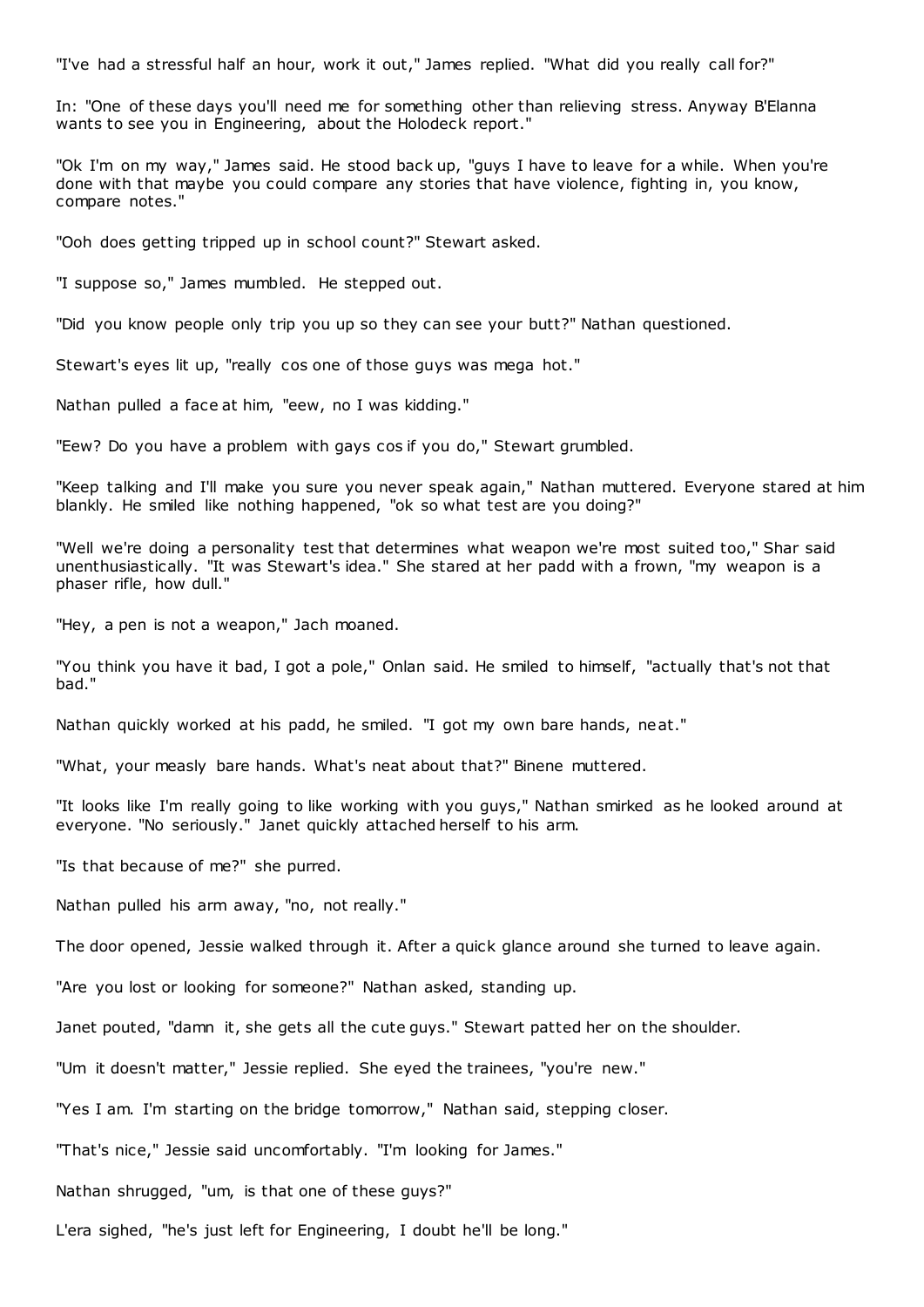"I've had a stressful half an hour, work it out," James replied. "What did you really call for?"

In: "One of these days you'll need me for something other than relieving stress. Anyway B'Elanna wants to see you in Engineering, about the Holodeck report."

"Ok I'm on my way," James said. He stood back up, "guys I have to leave for a while. When you're done with that maybe you could compare any stories that have violence, fighting in, you know, compare notes."

"Ooh does getting tripped up in school count?" Stewart asked.

"I suppose so," James mumbled. He stepped out.

"Did you know people only trip you up so they can see your butt?" Nathan questioned.

Stewart's eyes lit up, "really cos one of those guys was mega hot."

Nathan pulled a face at him, "eew, no I was kidding."

"Eew? Do you have a problem with gays cos if you do," Stewart grumbled.

"Keep talking and I'll make you sure you never speak again," Nathan muttered. Everyone stared at him blankly. He smiled like nothing happened, "ok so what test are you doing?"

"Well we're doing a personality test that determines what weapon we're most suited too," Shar said unenthusiastically. "It was Stewart's idea." She stared at her padd with a frown, "my weapon is a phaser rifle, how dull."

"Hey, a pen is not a weapon," Jach moaned.

"You think you have it bad, I got a pole," Onlan said. He smiled to himself, "actually that's not that bad."

Nathan quickly worked at his padd, he smiled. "I got my own bare hands, neat."

"What, your measly bare hands. What's neat about that?" Binene muttered.

"It looks like I'm really going to like working with you guys," Nathan smirked as he looked around at everyone. "No seriously." Janet quickly attached herself to his arm.

"Is that because of me?" she purred.

Nathan pulled his arm away, "no, not really."

The door opened, Jessie walked through it. After a quick glance around she turned to leave again.

"Are you lost or looking for someone?" Nathan asked, standing up.

Janet pouted, "damn it, she gets all the cute guys." Stewart patted her on the shoulder.

"Um it doesn't matter," Jessie replied. She eyed the trainees, "you're new."

"Yes I am. I'm starting on the bridge tomorrow," Nathan said, stepping closer.

"That's nice," Jessie said uncomfortably. "I'm looking for James."

Nathan shrugged, "um, is that one of these guys?"

L'era sighed, "he's just left for Engineering, I doubt he'll be long."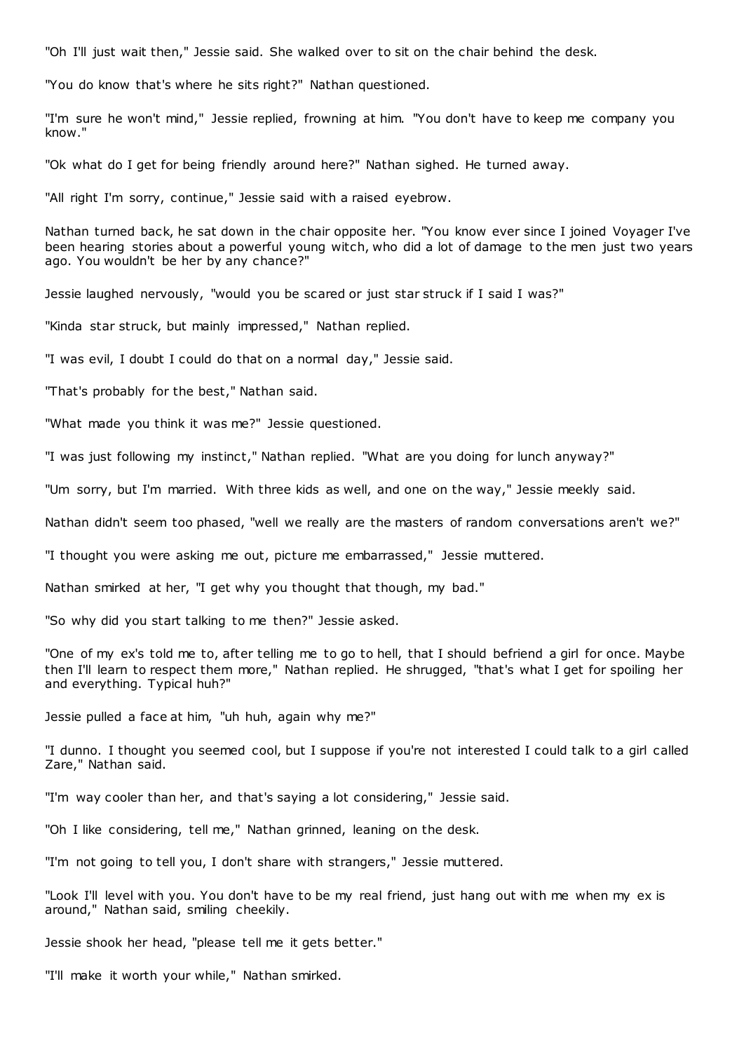"Oh I'll just wait then," Jessie said. She walked over to sit on the chair behind the desk.

"You do know that's where he sits right?" Nathan questioned.

"I'm sure he won't mind," Jessie replied, frowning at him. "You don't have to keep me company you know."

"Ok what do I get for being friendly around here?" Nathan sighed. He turned away.

"All right I'm sorry, continue," Jessie said with a raised eyebrow.

Nathan turned back, he sat down in the chair opposite her. "You know ever since I joined Voyager I've been hearing stories about a powerful young witch, who did a lot of damage to the men just two years ago. You wouldn't be her by any chance?"

Jessie laughed nervously, "would you be scared or just star struck if I said I was?"

"Kinda star struck, but mainly impressed," Nathan replied.

"I was evil, I doubt I could do that on a normal day," Jessie said.

"That's probably for the best," Nathan said.

"What made you think it was me?" Jessie questioned.

"I was just following my instinct," Nathan replied. "What are you doing for lunch anyway?"

"Um sorry, but I'm married. With three kids as well, and one on the way," Jessie meekly said.

Nathan didn't seem too phased, "well we really are the masters of random conversations aren't we?"

"I thought you were asking me out, picture me embarrassed," Jessie muttered.

Nathan smirked at her, "I get why you thought that though, my bad."

"So why did you start talking to me then?" Jessie asked.

"One of my ex's told me to, after telling me to go to hell, that I should befriend a girl for once. Maybe then I'll learn to respect them more," Nathan replied. He shrugged, "that's what I get for spoiling her and everything. Typical huh?"

Jessie pulled a face at him, "uh huh, again why me?"

"I dunno. I thought you seemed cool, but I suppose if you're not interested I could talk to a girl called Zare," Nathan said.

"I'm way cooler than her, and that's saying a lot considering," Jessie said.

"Oh I like considering, tell me," Nathan grinned, leaning on the desk.

"I'm not going to tell you, I don't share with strangers," Jessie muttered.

"Look I'll level with you. You don't have to be my real friend, just hang out with me when my ex is around," Nathan said, smiling cheekily.

Jessie shook her head, "please tell me it gets better."

"I'll make it worth your while," Nathan smirked.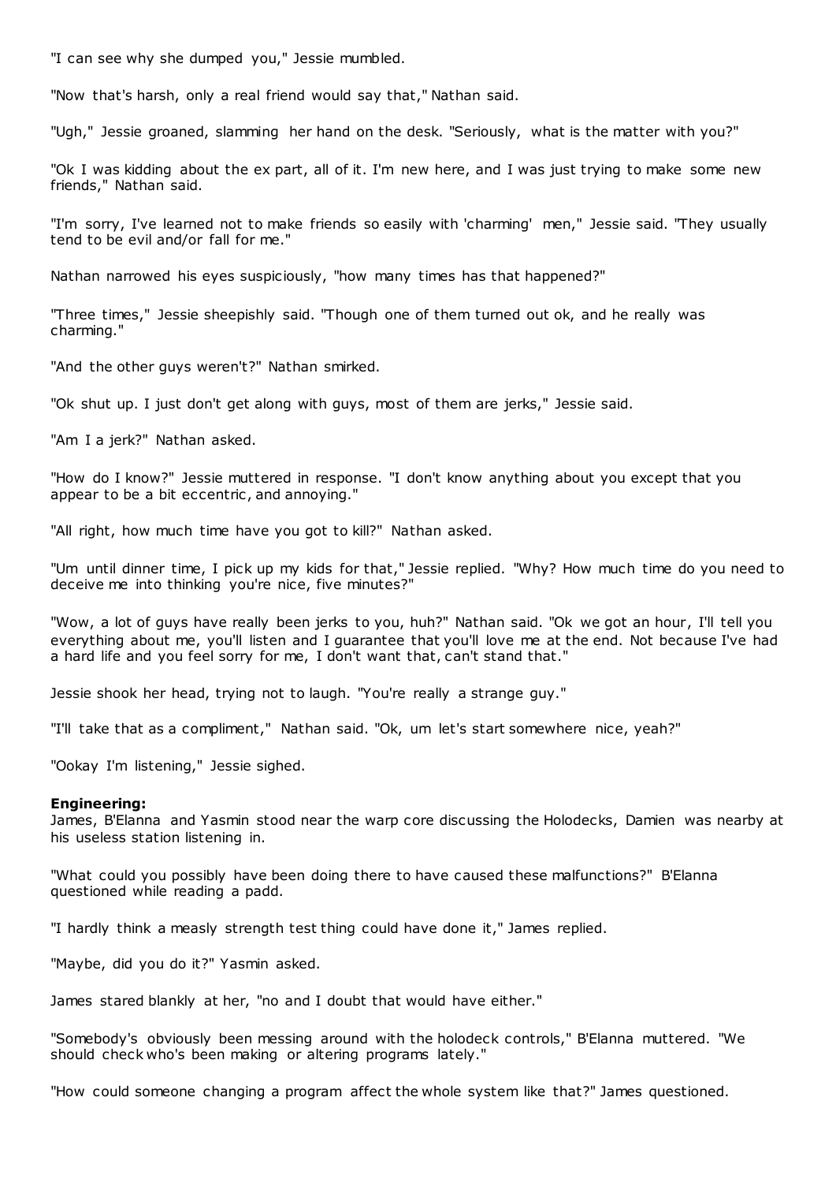"I can see why she dumped you," Jessie mumbled.

"Now that's harsh, only a real friend would say that," Nathan said.

"Ugh," Jessie groaned, slamming her hand on the desk. "Seriously, what is the matter with you?"

"Ok I was kidding about the ex part, all of it. I'm new here, and I was just trying to make some new friends," Nathan said.

"I'm sorry, I've learned not to make friends so easily with 'charming' men," Jessie said. "They usually tend to be evil and/or fall for me."

Nathan narrowed his eyes suspiciously, "how many times has that happened?"

"Three times," Jessie sheepishly said. "Though one of them turned out ok, and he really was charming."

"And the other guys weren't?" Nathan smirked.

"Ok shut up. I just don't get along with guys, most of them are jerks," Jessie said.

"Am I a jerk?" Nathan asked.

"How do I know?" Jessie muttered in response. "I don't know anything about you except that you appear to be a bit eccentric, and annoying."

"All right, how much time have you got to kill?" Nathan asked.

"Um until dinner time, I pick up my kids for that," Jessie replied. "Why? How much time do you need to deceive me into thinking you're nice, five minutes?"

"Wow, a lot of guys have really been jerks to you, huh?" Nathan said. "Ok we got an hour, I'll tell you everything about me, you'll listen and I guarantee that you'll love me at the end. Not because I've had a hard life and you feel sorry for me, I don't want that, can't stand that."

Jessie shook her head, trying not to laugh. "You're really a strange guy."

"I'll take that as a compliment," Nathan said. "Ok, um let's start somewhere nice, yeah?"

"Ookay I'm listening," Jessie sighed.

**Engineering:**
James, B'Elanna and Yasmin stood near the warp core discussing the Holodecks, Damien was nearby at his useless station listening in.

"What could you possibly have been doing there to have caused these malfunctions?" B'Elanna questioned while reading a padd.

"I hardly think a measly strength test thing could have done it," James replied.

"Maybe, did you do it?" Yasmin asked.

James stared blankly at her, "no and I doubt that would have either."

"Somebody's obviously been messing around with the holodeck controls," B'Elanna muttered. "We should check who's been making or altering programs lately."

"How could someone changing a program affect the whole system like that?" James questioned.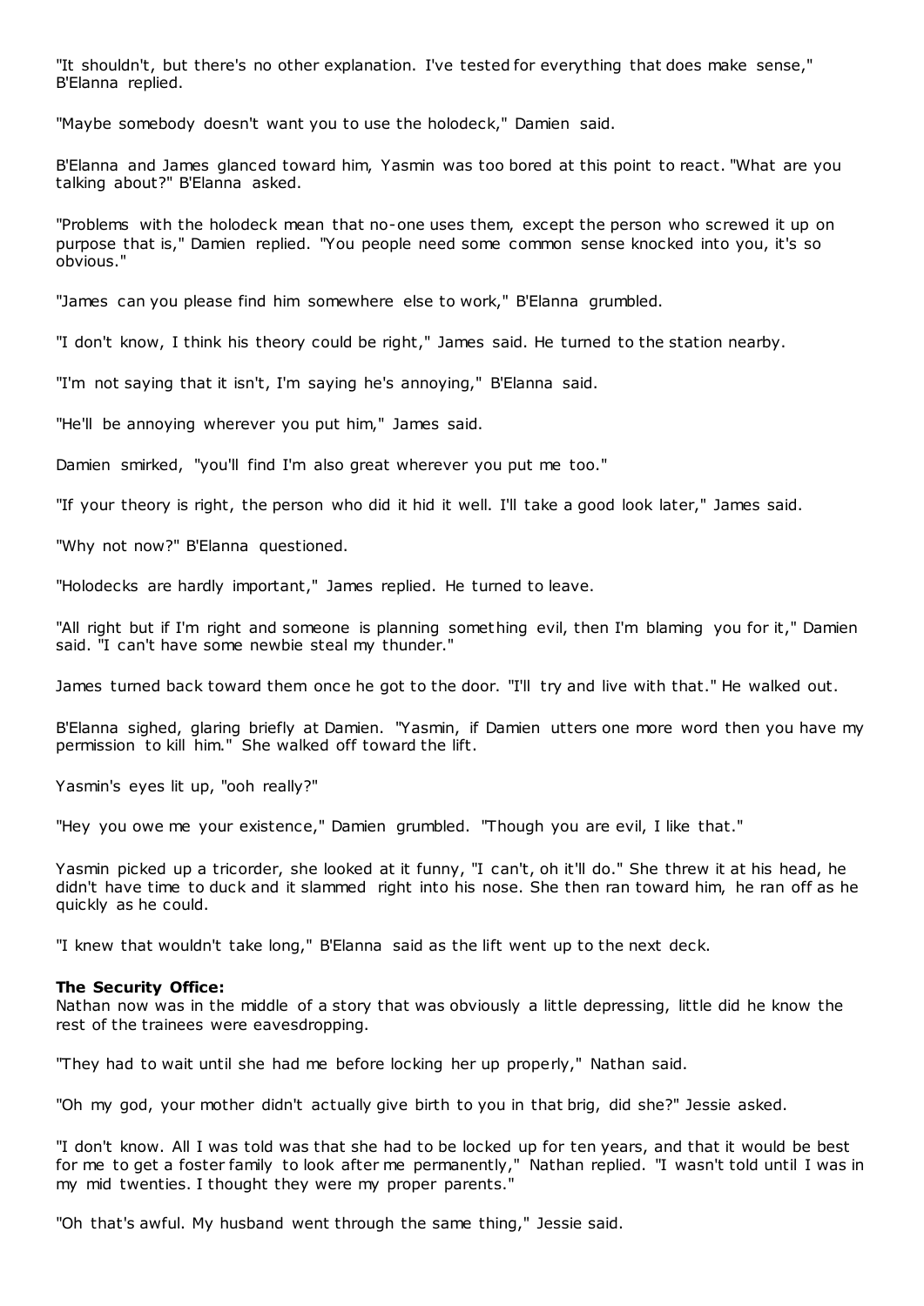"It shouldn't, but there's no other explanation. I've tested for everything that does make sense," B'Elanna replied.

"Maybe somebody doesn't want you to use the holodeck," Damien said.

B'Elanna and James glanced toward him, Yasmin was too bored at this point to react. "What are you talking about?" B'Elanna asked.

"Problems with the holodeck mean that no-one uses them, except the person who screwed it up on purpose that is," Damien replied. "You people need some common sense knocked into you, it's so obvious."

"James can you please find him somewhere else to work," B'Elanna grumbled.

"I don't know, I think his theory could be right," James said. He turned to the station nearby.

"I'm not saying that it isn't, I'm saying he's annoying," B'Elanna said.

"He'll be annoying wherever you put him," James said.

Damien smirked, "you'll find I'm also great wherever you put me too."

"If your theory is right, the person who did it hid it well. I'll take a good look later," James said.

"Why not now?" B'Elanna questioned.

"Holodecks are hardly important," James replied. He turned to leave.

"All right but if I'm right and someone is planning something evil, then I'm blaming you for it," Damien said. "I can't have some newbie steal my thunder."

James turned back toward them once he got to the door. "I'll try and live with that." He walked out.

B'Elanna sighed, glaring briefly at Damien. "Yasmin, if Damien utters one more word then you have my permission to kill him." She walked off toward the lift.

Yasmin's eyes lit up, "ooh really?"

"Hey you owe me your existence," Damien grumbled. "Though you are evil, I like that."

Yasmin picked up a tricorder, she looked at it funny, "I can't, oh it'll do." She threw it at his head, he didn't have time to duck and it slammed right into his nose. She then ran toward him, he ran off as he quickly as he could.

"I knew that wouldn't take long," B'Elanna said as the lift went up to the next deck.

**The Security Office:**
Nathan now was in the middle of a story that was obviously a little depressing, little did he know the rest of the trainees were eavesdropping.

"They had to wait until she had me before locking her up properly," Nathan said.

"Oh my god, your mother didn't actually give birth to you in that brig, did she?" Jessie asked.

"I don't know. All I was told was that she had to be locked up for ten years, and that it would be best for me to get a foster family to look after me permanently," Nathan replied. "I wasn't told until I was in my mid twenties. I thought they were my proper parents."

"Oh that's awful. My husband went through the same thing," Jessie said.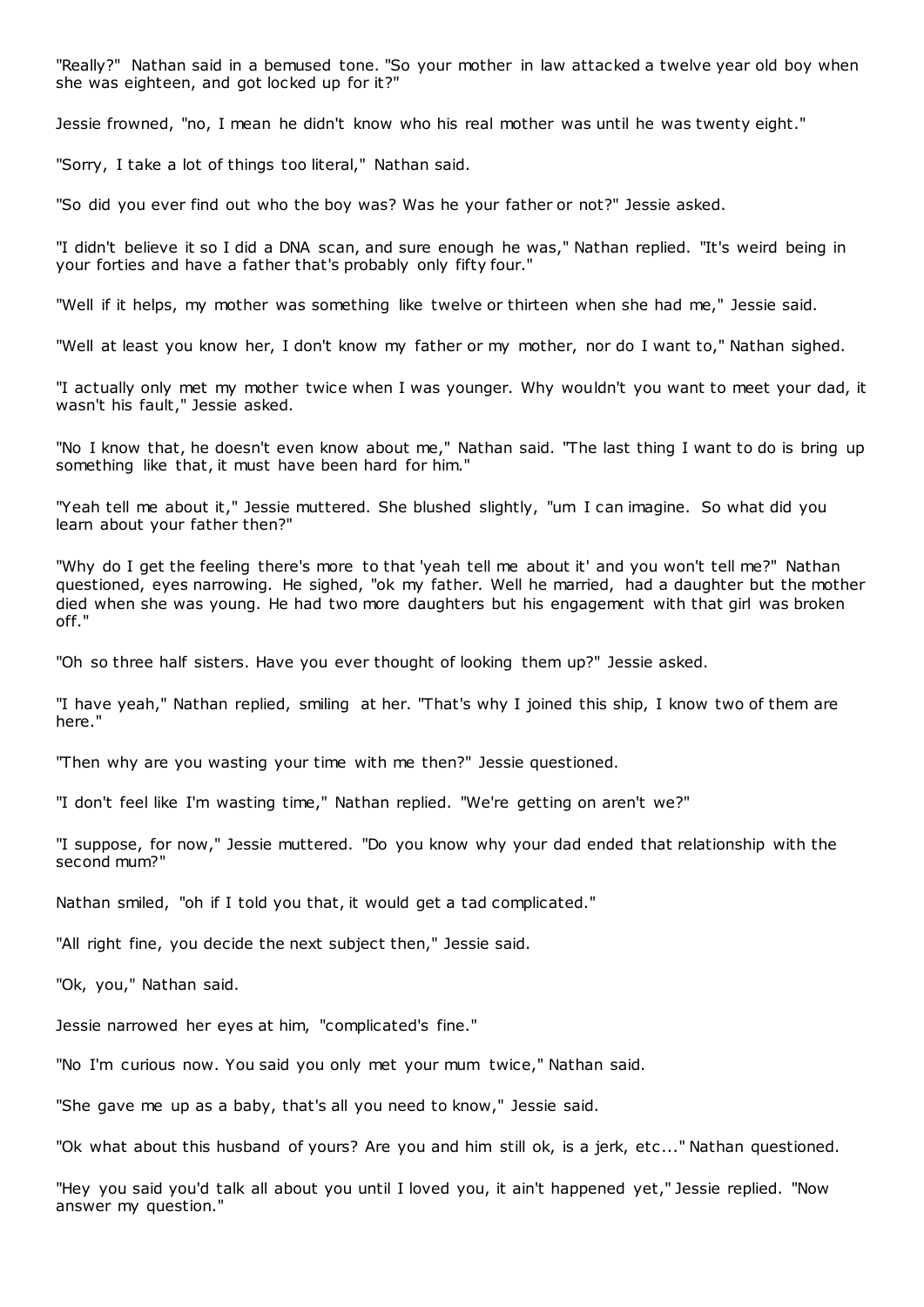"Really?" Nathan said in a bemused tone. "So your mother in law attacked a twelve year old boy when she was eighteen, and got locked up for it?"

Jessie frowned, "no, I mean he didn't know who his real mother was until he was twenty eight."

"Sorry, I take a lot of things too literal," Nathan said.

"So did you ever find out who the boy was? Was he your father or not?" Jessie asked.

"I didn't believe it so I did a DNA scan, and sure enough he was," Nathan replied. "It's weird being in your forties and have a father that's probably only fifty four."

"Well if it helps, my mother was something like twelve or thirteen when she had me," Jessie said.

"Well at least you know her, I don't know my father or my mother, nor do I want to," Nathan sighed.

"I actually only met my mother twice when I was younger. Why wouldn't you want to meet your dad, it wasn't his fault," Jessie asked.

"No I know that, he doesn't even know about me," Nathan said. "The last thing I want to do is bring up something like that, it must have been hard for him."

"Yeah tell me about it," Jessie muttered. She blushed slightly, "um I can imagine. So what did you learn about your father then?"

"Why do I get the feeling there's more to that 'yeah tell me about it' and you won't tell me?" Nathan questioned, eyes narrowing. He sighed, "ok my father. Well he married, had a daughter but the mother died when she was young. He had two more daughters but his engagement with that girl was broken off."

"Oh so three half sisters. Have you ever thought of looking them up?" Jessie asked.

"I have yeah," Nathan replied, smiling at her. "That's why I joined this ship, I know two of them are here."

"Then why are you wasting your time with me then?" Jessie questioned.

"I don't feel like I'm wasting time," Nathan replied. "We're getting on aren't we?"

"I suppose, for now," Jessie muttered. "Do you know why your dad ended that relationship with the second mum?"

Nathan smiled, "oh if I told you that, it would get a tad complicated."

"All right fine, you decide the next subject then," Jessie said.

"Ok, you," Nathan said.

Jessie narrowed her eyes at him, "complicated's fine."

"No I'm curious now. You said you only met your mum twice," Nathan said.

"She gave me up as a baby, that's all you need to know," Jessie said.

"Ok what about this husband of yours? Are you and him still ok, is a jerk, etc..." Nathan questioned.

"Hey you said you'd talk all about you until I loved you, it ain't happened yet," Jessie replied. "Now answer my question."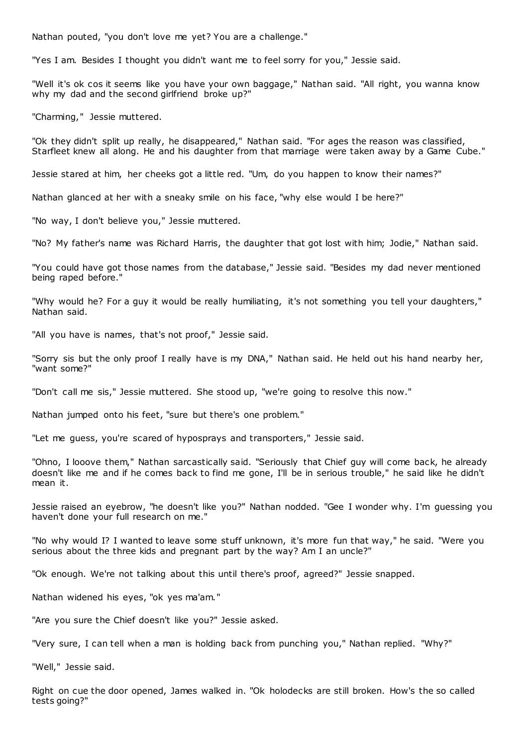Nathan pouted, "you don't love me yet? You are a challenge."

"Yes I am. Besides I thought you didn't want me to feel sorry for you," Jessie said.

"Well it's ok cos it seems like you have your own baggage," Nathan said. "All right, you wanna know why my dad and the second girlfriend broke up?"

"Charming," Jessie muttered.

"Ok they didn't split up really, he disappeared," Nathan said. "For ages the reason was classified, Starfleet knew all along. He and his daughter from that marriage were taken away by a Game Cube."

Jessie stared at him, her cheeks got a little red. "Um, do you happen to know their names?"

Nathan glanced at her with a sneaky smile on his face, "why else would I be here?"

"No way, I don't believe you," Jessie muttered.

"No? My father's name was Richard Harris, the daughter that got lost with him; Jodie," Nathan said.

"You could have got those names from the database," Jessie said. "Besides my dad never mentioned being raped before."

"Why would he? For a guy it would be really humiliating, it's not something you tell your daughters," Nathan said.

"All you have is names, that's not proof," Jessie said.

"Sorry sis but the only proof I really have is my DNA," Nathan said. He held out his hand nearby her, "want some?"

"Don't call me sis," Jessie muttered. She stood up, "we're going to resolve this now."

Nathan jumped onto his feet, "sure but there's one problem."

"Let me guess, you're scared of hyposprays and transporters," Jessie said.

"Ohno, I looove them," Nathan sarcastically said. "Seriously that Chief guy will come back, he already doesn't like me and if he comes back to find me gone, I'll be in serious trouble," he said like he didn't mean it.

Jessie raised an eyebrow, "he doesn't like you?" Nathan nodded. "Gee I wonder why. I'm guessing you haven't done your full research on me."

"No why would I? I wanted to leave some stuff unknown, it's more fun that way," he said. "Were you serious about the three kids and pregnant part by the way? Am I an uncle?"

"Ok enough. We're not talking about this until there's proof, agreed?" Jessie snapped.

Nathan widened his eyes, "ok yes ma'am."

"Are you sure the Chief doesn't like you?" Jessie asked.

"Very sure, I can tell when a man is holding back from punching you," Nathan replied. "Why?"

"Well," Jessie said.

Right on cue the door opened, James walked in. "Ok holodecks are still broken. How's the so called tests going?"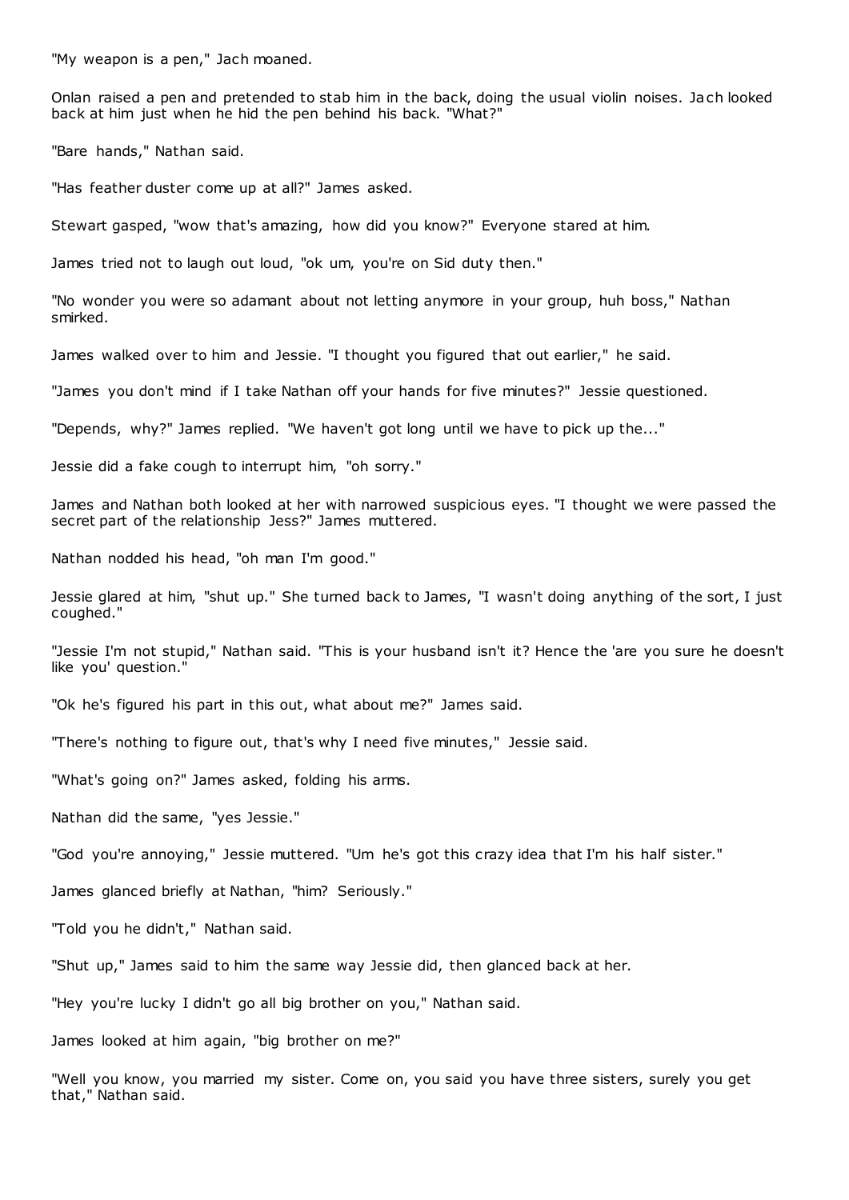"My weapon is a pen," Jach moaned.

Onlan raised a pen and pretended to stab him in the back, doing the usual violin noises. Jach looked back at him just when he hid the pen behind his back. "What?"

"Bare hands," Nathan said.

"Has feather duster come up at all?" James asked.

Stewart gasped, "wow that's amazing, how did you know?" Everyone stared at him.

James tried not to laugh out loud, "ok um, you're on Sid duty then."

"No wonder you were so adamant about not letting anymore in your group, huh boss," Nathan smirked.

James walked over to him and Jessie. "I thought you figured that out earlier," he said.

"James you don't mind if I take Nathan off your hands for five minutes?" Jessie questioned.

"Depends, why?" James replied. "We haven't got long until we have to pick up the..."

Jessie did a fake cough to interrupt him, "oh sorry."

James and Nathan both looked at her with narrowed suspicious eyes. "I thought we were passed the secret part of the relationship Jess?" James muttered.

Nathan nodded his head, "oh man I'm good."

Jessie glared at him, "shut up." She turned back to James, "I wasn't doing anything of the sort, I just coughed."

"Jessie I'm not stupid," Nathan said. "This is your husband isn't it? Hence the 'are you sure he doesn't like you' question."

"Ok he's figured his part in this out, what about me?" James said.

"There's nothing to figure out, that's why I need five minutes," Jessie said.

"What's going on?" James asked, folding his arms.

Nathan did the same, "yes Jessie."

"God you're annoying," Jessie muttered. "Um he's got this crazy idea that I'm his half sister."

James glanced briefly at Nathan, "him? Seriously."

"Told you he didn't," Nathan said.

"Shut up," James said to him the same way Jessie did, then glanced back at her.

"Hey you're lucky I didn't go all big brother on you," Nathan said.

James looked at him again, "big brother on me?"

"Well you know, you married my sister. Come on, you said you have three sisters, surely you get that," Nathan said.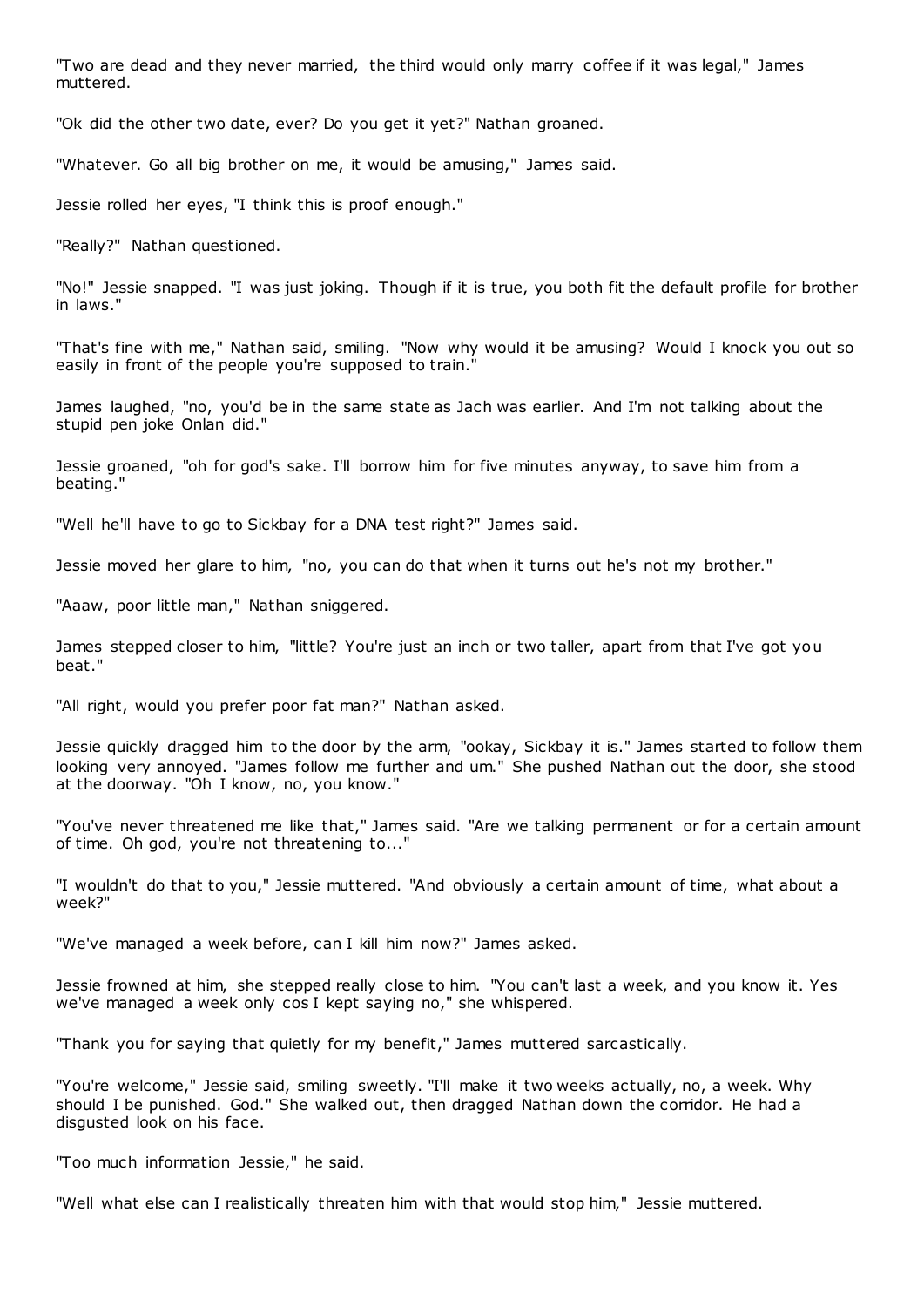"Two are dead and they never married, the third would only marry coffee if it was legal," James muttered.

"Ok did the other two date, ever? Do you get it yet?" Nathan groaned.

"Whatever. Go all big brother on me, it would be amusing," James said.

Jessie rolled her eyes, "I think this is proof enough."

"Really?" Nathan questioned.

"No!" Jessie snapped. "I was just joking. Though if it is true, you both fit the default profile for brother in laws."

"That's fine with me," Nathan said, smiling. "Now why would it be amusing? Would I knock you out so easily in front of the people you're supposed to train."

James laughed, "no, you'd be in the same state as Jach was earlier. And I'm not talking about the stupid pen joke Onlan did."

Jessie groaned, "oh for god's sake. I'll borrow him for five minutes anyway, to save him from a beating."

"Well he'll have to go to Sickbay for a DNA test right?" James said.

Jessie moved her glare to him, "no, you can do that when it turns out he's not my brother."

"Aaaw, poor little man," Nathan sniggered.

James stepped closer to him, "little? You're just an inch or two taller, apart from that I've got you beat."

"All right, would you prefer poor fat man?" Nathan asked.

Jessie quickly dragged him to the door by the arm, "ookay, Sickbay it is." James started to follow them looking very annoyed. "James follow me further and um." She pushed Nathan out the door, she stood at the doorway. "Oh I know, no, you know."

"You've never threatened me like that," James said. "Are we talking permanent or for a certain amount of time. Oh god, you're not threatening to..."

"I wouldn't do that to you," Jessie muttered. "And obviously a certain amount of time, what about a week?"

"We've managed a week before, can I kill him now?" James asked.

Jessie frowned at him, she stepped really close to him. "You can't last a week, and you know it. Yes we've managed a week only cos I kept saying no," she whispered.

"Thank you for saying that quietly for my benefit," James muttered sarcastically.

"You're welcome," Jessie said, smiling sweetly. "I'll make it two weeks actually, no, a week. Why should I be punished. God." She walked out, then dragged Nathan down the corridor. He had a disgusted look on his face.

"Too much information Jessie," he said.

"Well what else can I realistically threaten him with that would stop him," Jessie muttered.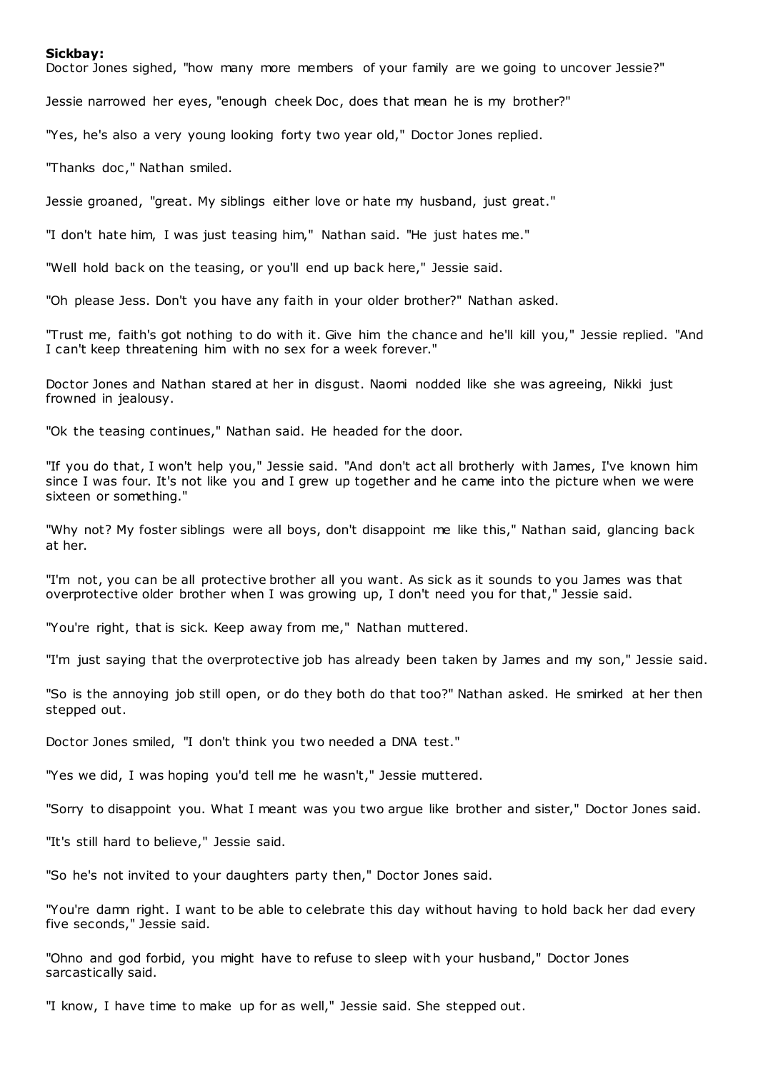**Sickbay:**

Doctor Jones sighed, "how many more members of your family are we going to uncover Jessie?"

Jessie narrowed her eyes, "enough cheek Doc, does that mean he is my brother?"

"Yes, he's also a very young looking forty two year old," Doctor Jones replied.

"Thanks doc," Nathan smiled.

Jessie groaned, "great. My siblings either love or hate my husband, just great."

"I don't hate him, I was just teasing him," Nathan said. "He just hates me."

"Well hold back on the teasing, or you'll end up back here," Jessie said.

"Oh please Jess. Don't you have any faith in your older brother?" Nathan asked.

"Trust me, faith's got nothing to do with it. Give him the chance and he'll kill you," Jessie replied. "And I can't keep threatening him with no sex for a week forever."

Doctor Jones and Nathan stared at her in disgust. Naomi nodded like she was agreeing, Nikki just frowned in jealousy.

"Ok the teasing continues," Nathan said. He headed for the door.

"If you do that, I won't help you," Jessie said. "And don't act all brotherly with James, I've known him since I was four. It's not like you and I grew up together and he came into the picture when we were sixteen or something."

"Why not? My foster siblings were all boys, don't disappoint me like this," Nathan said, glancing back at her.

"I'm not, you can be all protective brother all you want. As sick as it sounds to you James was that overprotective older brother when I was growing up, I don't need you for that," Jessie said.

"You're right, that is sick. Keep away from me," Nathan muttered.

"I'm just saying that the overprotective job has already been taken by James and my son," Jessie said.

"So is the annoying job still open, or do they both do that too?" Nathan asked. He smirked at her then stepped out.

Doctor Jones smiled, "I don't think you two needed a DNA test."

"Yes we did, I was hoping you'd tell me he wasn't," Jessie muttered.

"Sorry to disappoint you. What I meant was you two argue like brother and sister," Doctor Jones said.

"It's still hard to believe," Jessie said.

"So he's not invited to your daughters party then," Doctor Jones said.

"You're damn right. I want to be able to celebrate this day without having to hold back her dad every five seconds," Jessie said.

"Ohno and god forbid, you might have to refuse to sleep with your husband," Doctor Jones sarcastically said.

"I know, I have time to make up for as well," Jessie said. She stepped out.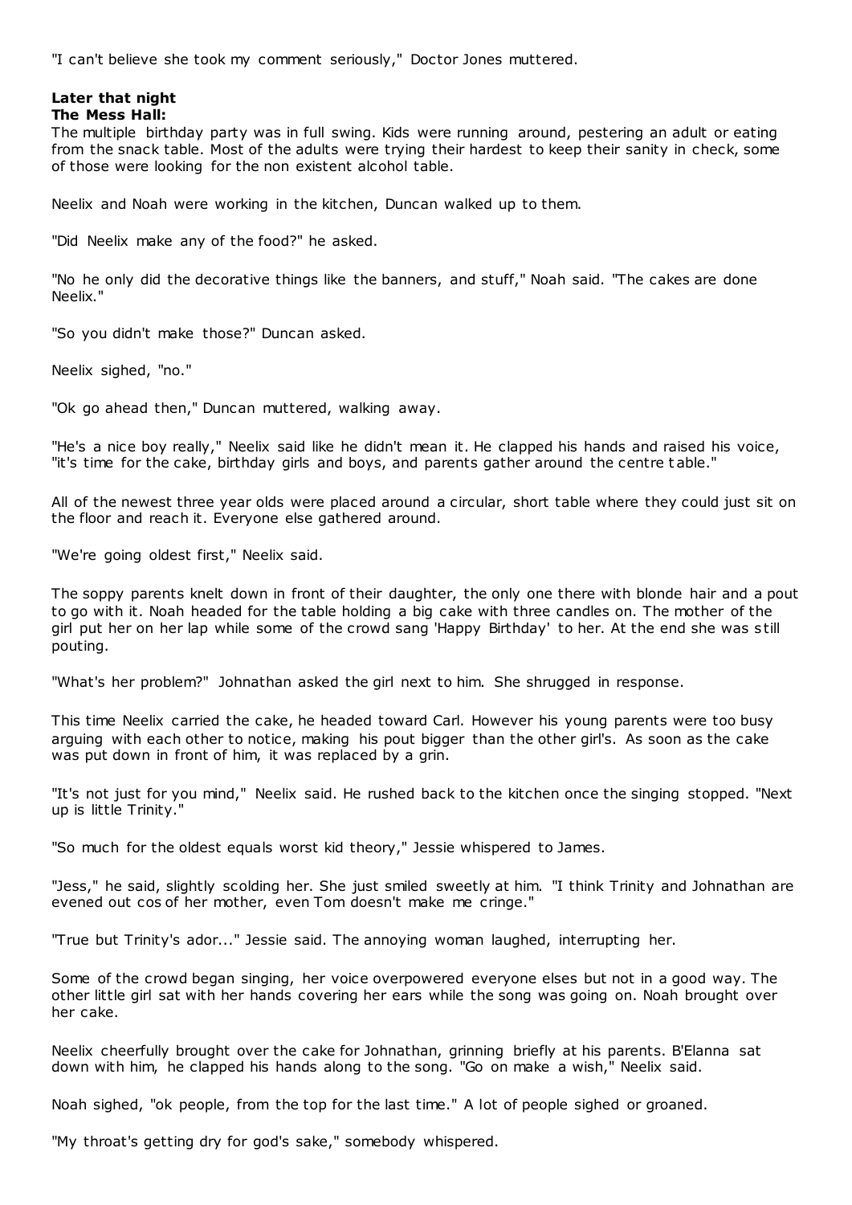"I can't believe she took my comment seriously," Doctor Jones muttered.

**Later that night**
**The Mess Hall:**
The multiple birthday party was in full swing. Kids were running around, pestering an adult or eating from the snack table. Most of the adults were trying their hardest to keep their sanity in check, some of those were looking for the non existent alcohol table.

Neelix and Noah were working in the kitchen, Duncan walked up to them.

"Did Neelix make any of the food?" he asked.

"No he only did the decorative things like the banners, and stuff," Noah said. "The cakes are done Neelix."

"So you didn't make those?" Duncan asked.

Neelix sighed, "no."

"Ok go ahead then," Duncan muttered, walking away.

"He's a nice boy really," Neelix said like he didn't mean it. He clapped his hands and raised his voice, "it's time for the cake, birthday girls and boys, and parents gather around the centre table."

All of the newest three year olds were placed around a circular, short table where they could just sit on the floor and reach it. Everyone else gathered around.

"We're going oldest first," Neelix said.

The soppy parents knelt down in front of their daughter, the only one there with blonde hair and a pout to go with it. Noah headed for the table holding a big cake with three candles on. The mother of the girl put her on her lap while some of the crowd sang 'Happy Birthday' to her. At the end she was still pouting.

"What's her problem?" Johnathan asked the girl next to him. She shrugged in response.

This time Neelix carried the cake, he headed toward Carl. However his young parents were too busy arguing with each other to notice, making his pout bigger than the other girl's. As soon as the cake was put down in front of him, it was replaced by a grin.

"It's not just for you mind," Neelix said. He rushed back to the kitchen once the singing stopped. "Next up is little Trinity."

"So much for the oldest equals worst kid theory," Jessie whispered to James.

"Jess," he said, slightly scolding her. She just smiled sweetly at him. "I think Trinity and Johnathan are evened out cos of her mother, even Tom doesn't make me cringe."

"True but Trinity's ador..." Jessie said. The annoying woman laughed, interrupting her.

Some of the crowd began singing, her voice overpowered everyone elses but not in a good way. The other little girl sat with her hands covering her ears while the song was going on. Noah brought over her cake.

Neelix cheerfully brought over the cake for Johnathan, grinning briefly at his parents. B'Elanna sat down with him, he clapped his hands along to the song. "Go on make a wish," Neelix said.

Noah sighed, "ok people, from the top for the last time." A lot of people sighed or groaned.

"My throat's getting dry for god's sake," somebody whispered.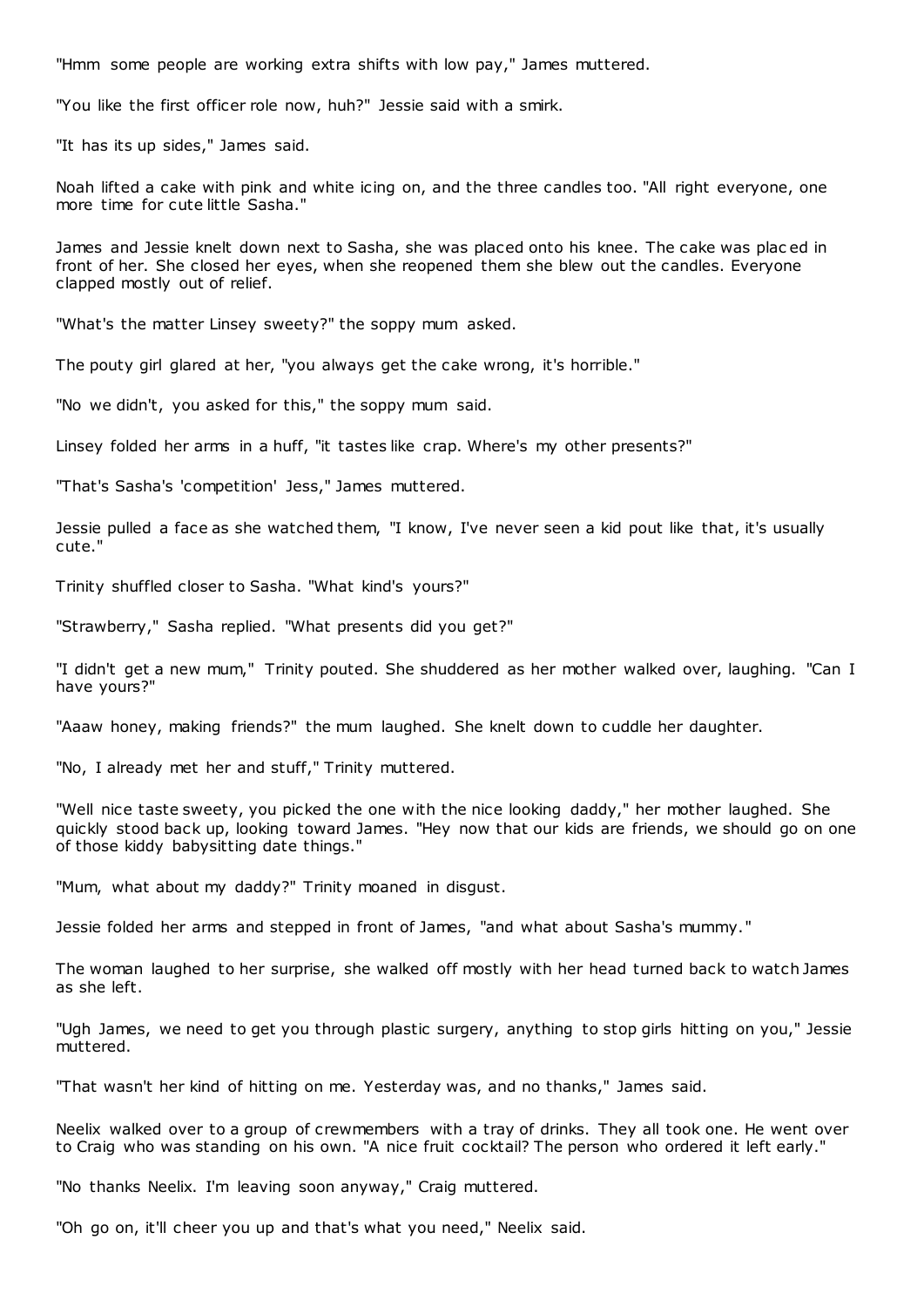"Hmm some people are working extra shifts with low pay," James muttered.

"You like the first officer role now, huh?" Jessie said with a smirk.

"It has its up sides," James said.

Noah lifted a cake with pink and white icing on, and the three candles too. "All right everyone, one more time for cute little Sasha."

James and Jessie knelt down next to Sasha, she was placed onto his knee. The cake was placed in front of her. She closed her eyes, when she reopened them she blew out the candles. Everyone clapped mostly out of relief.

"What's the matter Linsey sweety?" the soppy mum asked.

The pouty girl glared at her, "you always get the cake wrong, it's horrible."

"No we didn't, you asked for this," the soppy mum said.

Linsey folded her arms in a huff, "it tastes like crap. Where's my other presents?"

"That's Sasha's 'competition' Jess," James muttered.

Jessie pulled a face as she watched them, "I know, I've never seen a kid pout like that, it's usually cute."

Trinity shuffled closer to Sasha. "What kind's yours?"

"Strawberry," Sasha replied. "What presents did you get?"

"I didn't get a new mum," Trinity pouted. She shuddered as her mother walked over, laughing. "Can I have yours?"

"Aaaw honey, making friends?" the mum laughed. She knelt down to cuddle her daughter.

"No, I already met her and stuff," Trinity muttered.

"Well nice taste sweety, you picked the one with the nice looking daddy," her mother laughed. She quickly stood back up, looking toward James. "Hey now that our kids are friends, we should go on one of those kiddy babysitting date things."

"Mum, what about my daddy?" Trinity moaned in disgust.

Jessie folded her arms and stepped in front of James, "and what about Sasha's mummy."

The woman laughed to her surprise, she walked off mostly with her head turned back to watch James as she left.

"Ugh James, we need to get you through plastic surgery, anything to stop girls hitting on you," Jessie muttered.

"That wasn't her kind of hitting on me. Yesterday was, and no thanks," James said.

Neelix walked over to a group of crewmembers with a tray of drinks. They all took one. He went over to Craig who was standing on his own. "A nice fruit cocktail? The person who ordered it left early."

"No thanks Neelix. I'm leaving soon anyway," Craig muttered.

"Oh go on, it'll cheer you up and that's what you need," Neelix said.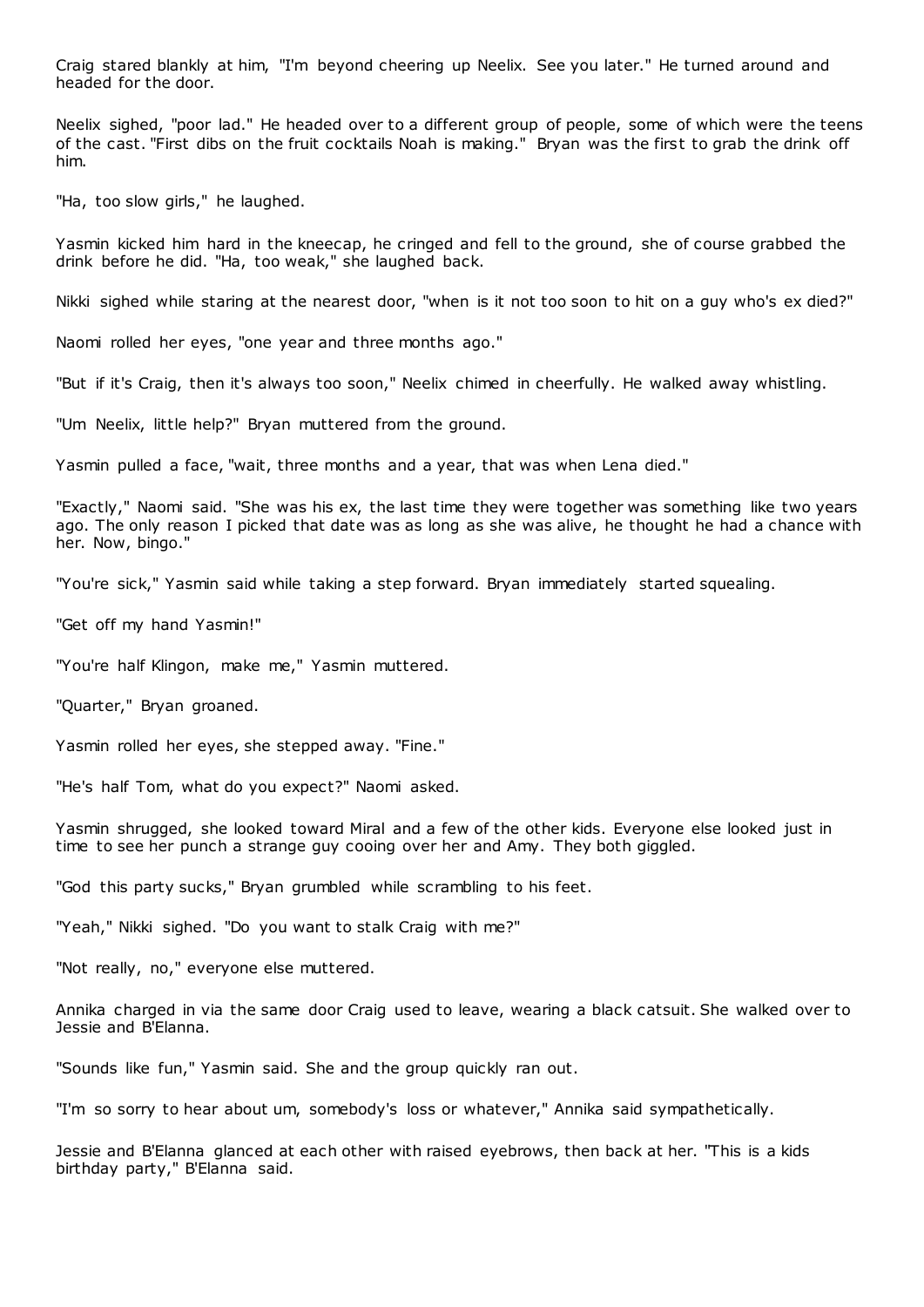Craig stared blankly at him, "I'm beyond cheering up Neelix. See you later." He turned around and headed for the door.

Neelix sighed, "poor lad." He headed over to a different group of people, some of which were the teens of the cast. "First dibs on the fruit cocktails Noah is making." Bryan was the first to grab the drink off him.

"Ha, too slow girls," he laughed.

Yasmin kicked him hard in the kneecap, he cringed and fell to the ground, she of course grabbed the drink before he did. "Ha, too weak," she laughed back.

Nikki sighed while staring at the nearest door, "when is it not too soon to hit on a guy who's ex died?"

Naomi rolled her eyes, "one year and three months ago."

"But if it's Craig, then it's always too soon," Neelix chimed in cheerfully. He walked away whistling.

"Um Neelix, little help?" Bryan muttered from the ground.

Yasmin pulled a face, "wait, three months and a year, that was when Lena died."

"Exactly," Naomi said. "She was his ex, the last time they were together was something like two years ago. The only reason I picked that date was as long as she was alive, he thought he had a chance with her. Now, bingo."

"You're sick," Yasmin said while taking a step forward. Bryan immediately started squealing.

"Get off my hand Yasmin!"

"You're half Klingon, make me," Yasmin muttered.

"Quarter," Bryan groaned.

Yasmin rolled her eyes, she stepped away. "Fine."

"He's half Tom, what do you expect?" Naomi asked.

Yasmin shrugged, she looked toward Miral and a few of the other kids. Everyone else looked just in time to see her punch a strange guy cooing over her and Amy. They both giggled.

"God this party sucks," Bryan grumbled while scrambling to his feet.

"Yeah," Nikki sighed. "Do you want to stalk Craig with me?"

"Not really, no," everyone else muttered.

Annika charged in via the same door Craig used to leave, wearing a black catsuit. She walked over to Jessie and B'Elanna.

"Sounds like fun," Yasmin said. She and the group quickly ran out.

"I'm so sorry to hear about um, somebody's loss or whatever," Annika said sympathetically.

Jessie and B'Elanna glanced at each other with raised eyebrows, then back at her. "This is a kids birthday party," B'Elanna said.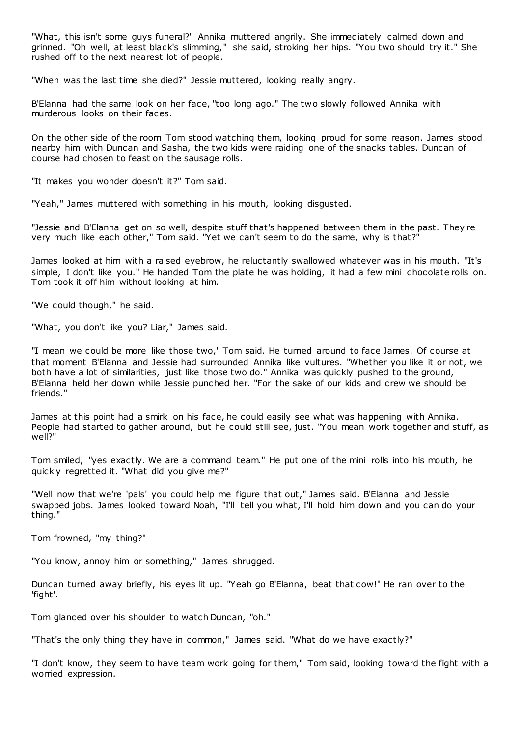"What, this isn't some guys funeral?" Annika muttered angrily. She immediately calmed down and grinned. "Oh well, at least black's slimming," she said, stroking her hips. "You two should try it." She rushed off to the next nearest lot of people.

"When was the last time she died?" Jessie muttered, looking really angry.

B'Elanna had the same look on her face, "too long ago." The two slowly followed Annika with murderous looks on their faces.

On the other side of the room Tom stood watching them, looking proud for some reason. James stood nearby him with Duncan and Sasha, the two kids were raiding one of the snacks tables. Duncan of course had chosen to feast on the sausage rolls.

"It makes you wonder doesn't it?" Tom said.

"Yeah," James muttered with something in his mouth, looking disgusted.

"Jessie and B'Elanna get on so well, despite stuff that's happened between them in the past. They're very much like each other," Tom said. "Yet we can't seem to do the same, why is that?"

James looked at him with a raised eyebrow, he reluctantly swallowed whatever was in his mouth. "It's simple, I don't like you." He handed Tom the plate he was holding, it had a few mini chocolate rolls on. Tom took it off him without looking at him.

"We could though," he said.

"What, you don't like you? Liar," James said.

"I mean we could be more like those two," Tom said. He turned around to face James. Of course at that moment B'Elanna and Jessie had surrounded Annika like vultures. "Whether you like it or not, we both have a lot of similarities, just like those two do." Annika was quickly pushed to the ground, B'Elanna held her down while Jessie punched her. "For the sake of our kids and crew we should be friends."

James at this point had a smirk on his face, he could easily see what was happening with Annika. People had started to gather around, but he could still see, just. "You mean work together and stuff, as well?"

Tom smiled, "yes exactly. We are a command team." He put one of the mini rolls into his mouth, he quickly regretted it. "What did you give me?"

"Well now that we're 'pals' you could help me figure that out," James said. B'Elanna and Jessie swapped jobs. James looked toward Noah, "I'll tell you what, I'll hold him down and you can do your thing."

Tom frowned, "my thing?"

"You know, annoy him or something," James shrugged.

Duncan turned away briefly, his eyes lit up. "Yeah go B'Elanna, beat that cow!" He ran over to the 'fight'.

Tom glanced over his shoulder to watch Duncan, "oh."

"That's the only thing they have in common," James said. "What do we have exactly?"

"I don't know, they seem to have team work going for them," Tom said, looking toward the fight with a worried expression.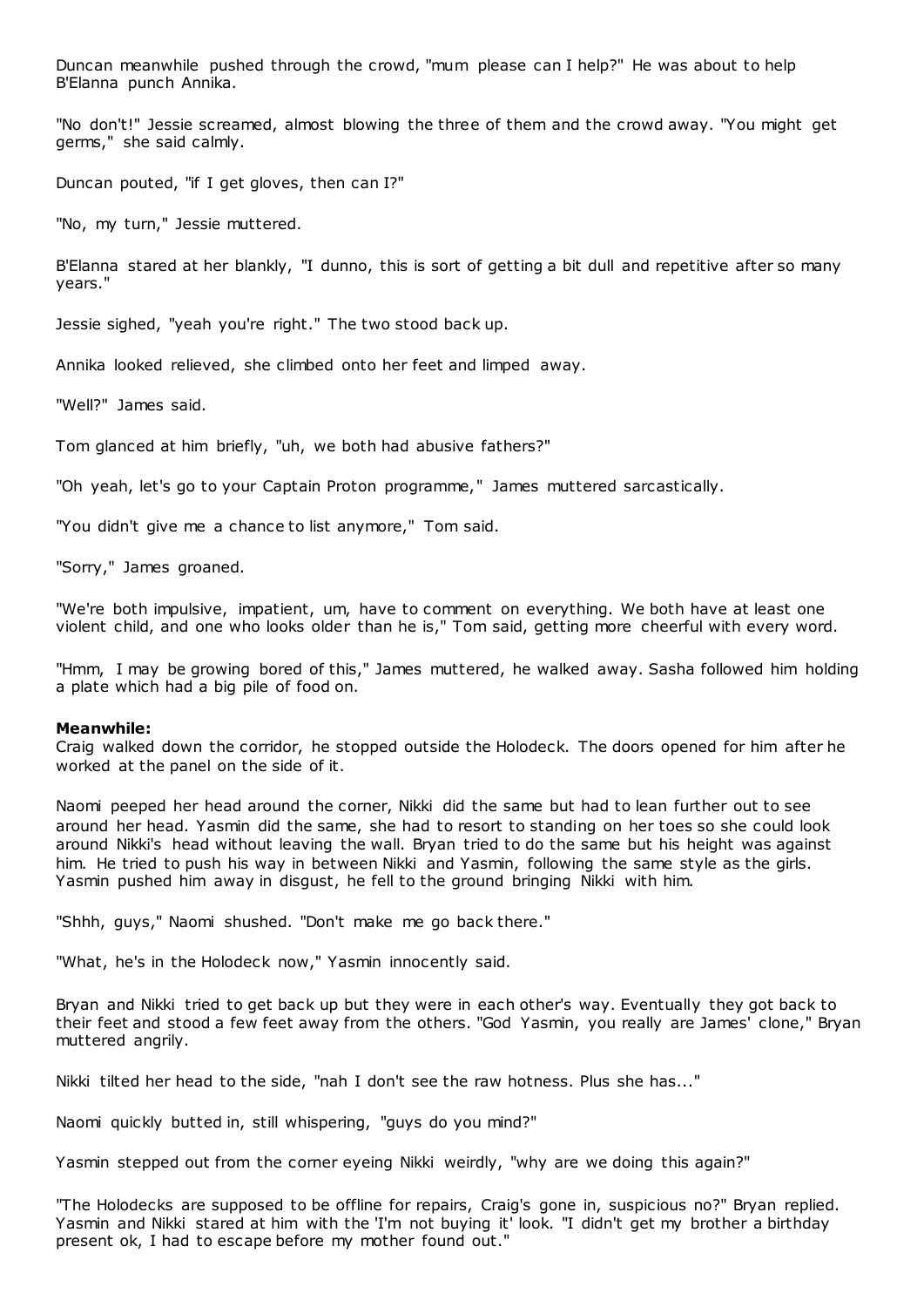Duncan meanwhile pushed through the crowd, "mum please can I help?" He was about to help B'Elanna punch Annika.

"No don't!" Jessie screamed, almost blowing the three of them and the crowd away. "You might get germs," she said calmly.

Duncan pouted, "if I get gloves, then can I?"

"No, my turn," Jessie muttered.

B'Elanna stared at her blankly, "I dunno, this is sort of getting a bit dull and repetitive after so many years."

Jessie sighed, "yeah you're right." The two stood back up.

Annika looked relieved, she climbed onto her feet and limped away.

"Well?" James said.

Tom glanced at him briefly, "uh, we both had abusive fathers?"

"Oh yeah, let's go to your Captain Proton programme," James muttered sarcastically.

"You didn't give me a chance to list anymore," Tom said.

"Sorry," James groaned.

"We're both impulsive, impatient, um, have to comment on everything. We both have at least one violent child, and one who looks older than he is," Tom said, getting more cheerful with every word.

"Hmm, I may be growing bored of this," James muttered, he walked away. Sasha followed him holding a plate which had a big pile of food on.

**Meanwhile:**
Craig walked down the corridor, he stopped outside the Holodeck. The doors opened for him after he worked at the panel on the side of it.

Naomi peeped her head around the corner, Nikki did the same but had to lean further out to see around her head. Yasmin did the same, she had to resort to standing on her toes so she could look around Nikki's head without leaving the wall. Bryan tried to do the same but his height was against him. He tried to push his way in between Nikki and Yasmin, following the same style as the girls. Yasmin pushed him away in disgust, he fell to the ground bringing Nikki with him.

"Shhh, guys," Naomi shushed. "Don't make me go back there."

"What, he's in the Holodeck now," Yasmin innocently said.

Bryan and Nikki tried to get back up but they were in each other's way. Eventually they got back to their feet and stood a few feet away from the others. "God Yasmin, you really are James' clone," Bryan muttered angrily.

Nikki tilted her head to the side, "nah I don't see the raw hotness. Plus she has..."

Naomi quickly butted in, still whispering, "guys do you mind?"

Yasmin stepped out from the corner eyeing Nikki weirdly, "why are we doing this again?"

"The Holodecks are supposed to be offline for repairs, Craig's gone in, suspicious no?" Bryan replied. Yasmin and Nikki stared at him with the 'I'm not buying it' look. "I didn't get my brother a birthday present ok, I had to escape before my mother found out."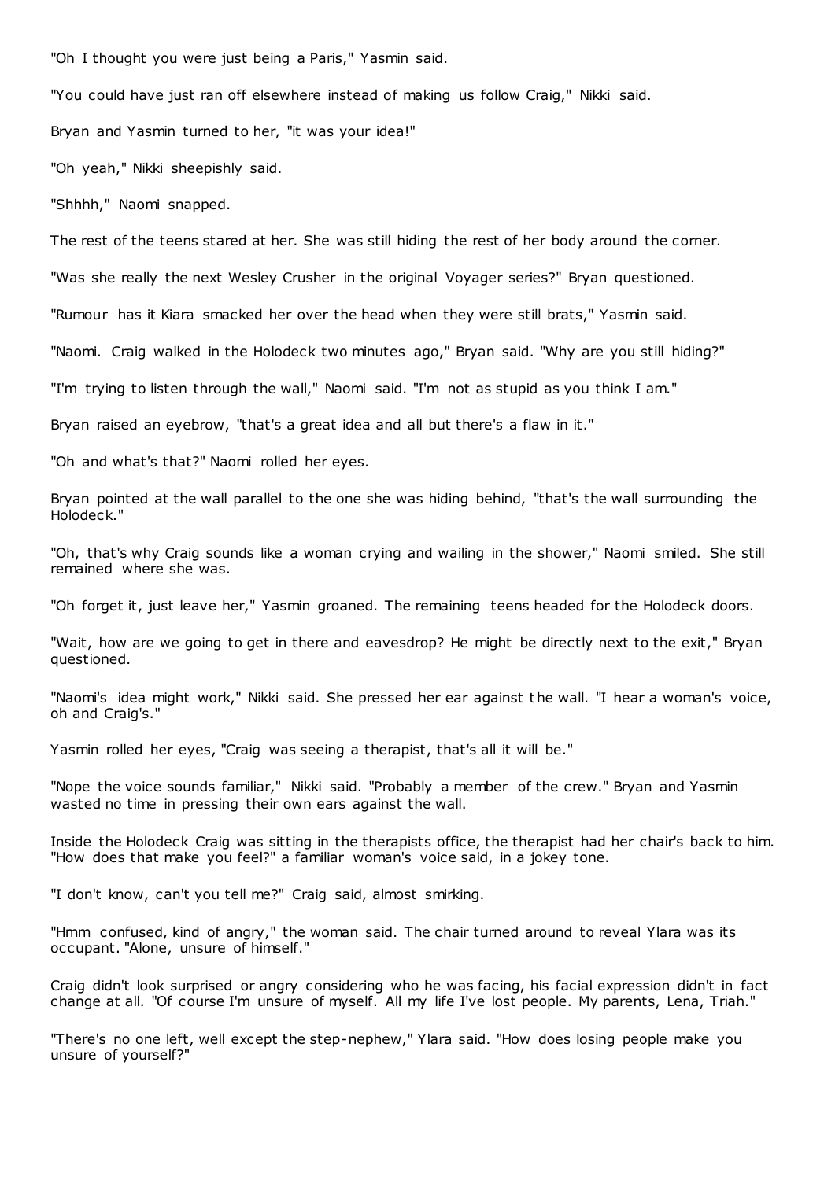"Oh I thought you were just being a Paris," Yasmin said.

"You could have just ran off elsewhere instead of making us follow Craig," Nikki said.

Bryan and Yasmin turned to her, "it was your idea!"

"Oh yeah," Nikki sheepishly said.

"Shhhh," Naomi snapped.

The rest of the teens stared at her. She was still hiding the rest of her body around the corner.

"Was she really the next Wesley Crusher in the original Voyager series?" Bryan questioned.

"Rumour has it Kiara smacked her over the head when they were still brats," Yasmin said.

"Naomi. Craig walked in the Holodeck two minutes ago," Bryan said. "Why are you still hiding?"

"I'm trying to listen through the wall," Naomi said. "I'm not as stupid as you think I am."

Bryan raised an eyebrow, "that's a great idea and all but there's a flaw in it."

"Oh and what's that?" Naomi rolled her eyes.

Bryan pointed at the wall parallel to the one she was hiding behind, "that's the wall surrounding the Holodeck."

"Oh, that's why Craig sounds like a woman crying and wailing in the shower," Naomi smiled. She still remained where she was.

"Oh forget it, just leave her," Yasmin groaned. The remaining teens headed for the Holodeck doors.

"Wait, how are we going to get in there and eavesdrop? He might be directly next to the exit," Bryan questioned.

"Naomi's idea might work," Nikki said. She pressed her ear against the wall. "I hear a woman's voice, oh and Craig's."

Yasmin rolled her eyes, "Craig was seeing a therapist, that's all it will be."

"Nope the voice sounds familiar," Nikki said. "Probably a member of the crew." Bryan and Yasmin wasted no time in pressing their own ears against the wall.

Inside the Holodeck Craig was sitting in the therapists office, the therapist had her chair's back to him. "How does that make you feel?" a familiar woman's voice said, in a jokey tone.

"I don't know, can't you tell me?" Craig said, almost smirking.

"Hmm confused, kind of angry," the woman said. The chair turned around to reveal Ylara was its occupant. "Alone, unsure of himself."

Craig didn't look surprised or angry considering who he was facing, his facial expression didn't in fact change at all. "Of course I'm unsure of myself. All my life I've lost people. My parents, Lena, Triah."

"There's no one left, well except the step-nephew," Ylara said. "How does losing people make you unsure of yourself?"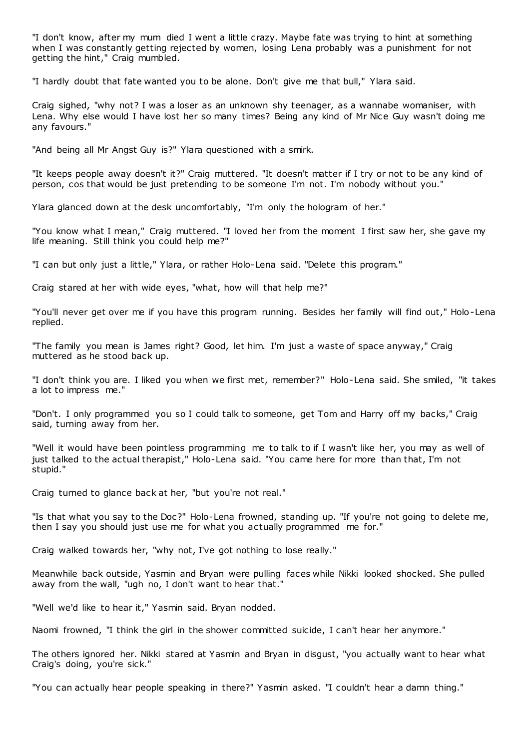"I don't know, after my mum died I went a little crazy. Maybe fate was trying to hint at something when I was constantly getting rejected by women, losing Lena probably was a punishment for not getting the hint," Craig mumbled.

"I hardly doubt that fate wanted you to be alone. Don't give me that bull," Ylara said.

Craig sighed, "why not? I was a loser as an unknown shy teenager, as a wannabe womaniser, with Lena. Why else would I have lost her so many times? Being any kind of Mr Nice Guy wasn't doing me any favours."

"And being all Mr Angst Guy is?" Ylara questioned with a smirk.

"It keeps people away doesn't it?" Craig muttered. "It doesn't matter if I try or not to be any kind of person, cos that would be just pretending to be someone I'm not. I'm nobody without you."

Ylara glanced down at the desk uncomfortably, "I'm only the hologram of her."

"You know what I mean," Craig muttered. "I loved her from the moment I first saw her, she gave my life meaning. Still think you could help me?"

"I can but only just a little," Ylara, or rather Holo-Lena said. "Delete this program."

Craig stared at her with wide eyes, "what, how will that help me?"

"You'll never get over me if you have this program running. Besides her family will find out," Holo-Lena replied.

"The family you mean is James right? Good, let him. I'm just a waste of space anyway," Craig muttered as he stood back up.

"I don't think you are. I liked you when we first met, remember?" Holo-Lena said. She smiled, "it takes a lot to impress me."

"Don't. I only programmed you so I could talk to someone, get Tom and Harry off my backs," Craig said, turning away from her.

"Well it would have been pointless programming me to talk to if I wasn't like her, you may as well of just talked to the actual therapist," Holo-Lena said. "You came here for more than that, I'm not stupid."

Craig turned to glance back at her, "but you're not real."

"Is that what you say to the Doc?" Holo-Lena frowned, standing up. "If you're not going to delete me, then I say you should just use me for what you actually programmed me for."

Craig walked towards her, "why not, I've got nothing to lose really."

Meanwhile back outside, Yasmin and Bryan were pulling faces while Nikki looked shocked. She pulled away from the wall, "ugh no, I don't want to hear that."

"Well we'd like to hear it," Yasmin said. Bryan nodded.

Naomi frowned, "I think the girl in the shower committed suicide, I can't hear her anymore."

The others ignored her. Nikki stared at Yasmin and Bryan in disgust, "you actually want to hear what Craig's doing, you're sick."

"You can actually hear people speaking in there?" Yasmin asked. "I couldn't hear a damn thing."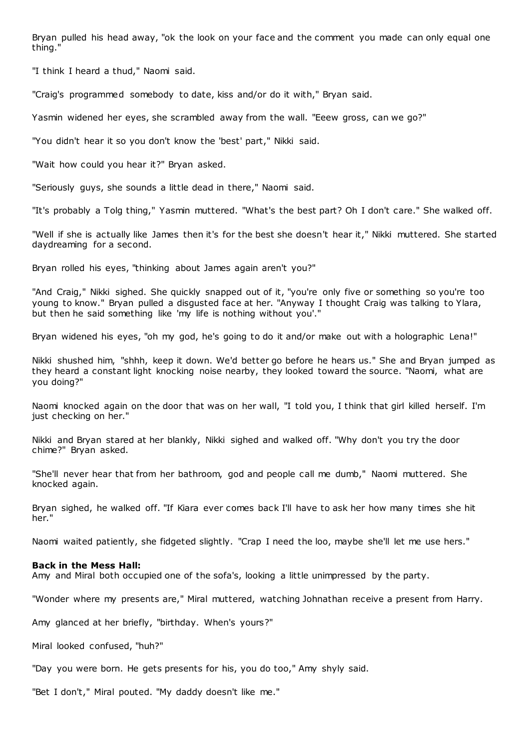Bryan pulled his head away, "ok the look on your face and the comment you made can only equal one thing."

"I think I heard a thud," Naomi said.

"Craig's programmed somebody to date, kiss and/or do it with," Bryan said.

Yasmin widened her eyes, she scrambled away from the wall. "Eeew gross, can we go?"

"You didn't hear it so you don't know the 'best' part," Nikki said.

"Wait how could you hear it?" Bryan asked.

"Seriously guys, she sounds a little dead in there," Naomi said.

"It's probably a Tolg thing," Yasmin muttered. "What's the best part? Oh I don't care." She walked off.

"Well if she is actually like James then it's for the best she doesn't hear it," Nikki muttered. She started daydreaming for a second.

Bryan rolled his eyes, "thinking about James again aren't you?"

"And Craig," Nikki sighed. She quickly snapped out of it, "you're only five or something so you're too young to know." Bryan pulled a disgusted face at her. "Anyway I thought Craig was talking to Ylara, but then he said something like 'my life is nothing without you'."

Bryan widened his eyes, "oh my god, he's going to do it and/or make out with a holographic Lena!"

Nikki shushed him, "shhh, keep it down. We'd better go before he hears us." She and Bryan jumped as they heard a constant light knocking noise nearby, they looked toward the source. "Naomi, what are you doing?"

Naomi knocked again on the door that was on her wall, "I told you, I think that girl killed herself. I'm just checking on her."

Nikki and Bryan stared at her blankly, Nikki sighed and walked off. "Why don't you try the door chime?" Bryan asked.

"She'll never hear that from her bathroom, god and people call me dumb," Naomi muttered. She knocked again.

Bryan sighed, he walked off. "If Kiara ever comes back I'll have to ask her how many times she hit her."

Naomi waited patiently, she fidgeted slightly. "Crap I need the loo, maybe she'll let me use hers."

**Back in the Mess Hall:**
Amy and Miral both occupied one of the sofa's, looking a little unimpressed by the party.

"Wonder where my presents are," Miral muttered, watching Johnathan receive a present from Harry.

Amy glanced at her briefly, "birthday. When's yours?"

Miral looked confused, "huh?"

"Day you were born. He gets presents for his, you do too," Amy shyly said.

"Bet I don't," Miral pouted. "My daddy doesn't like me."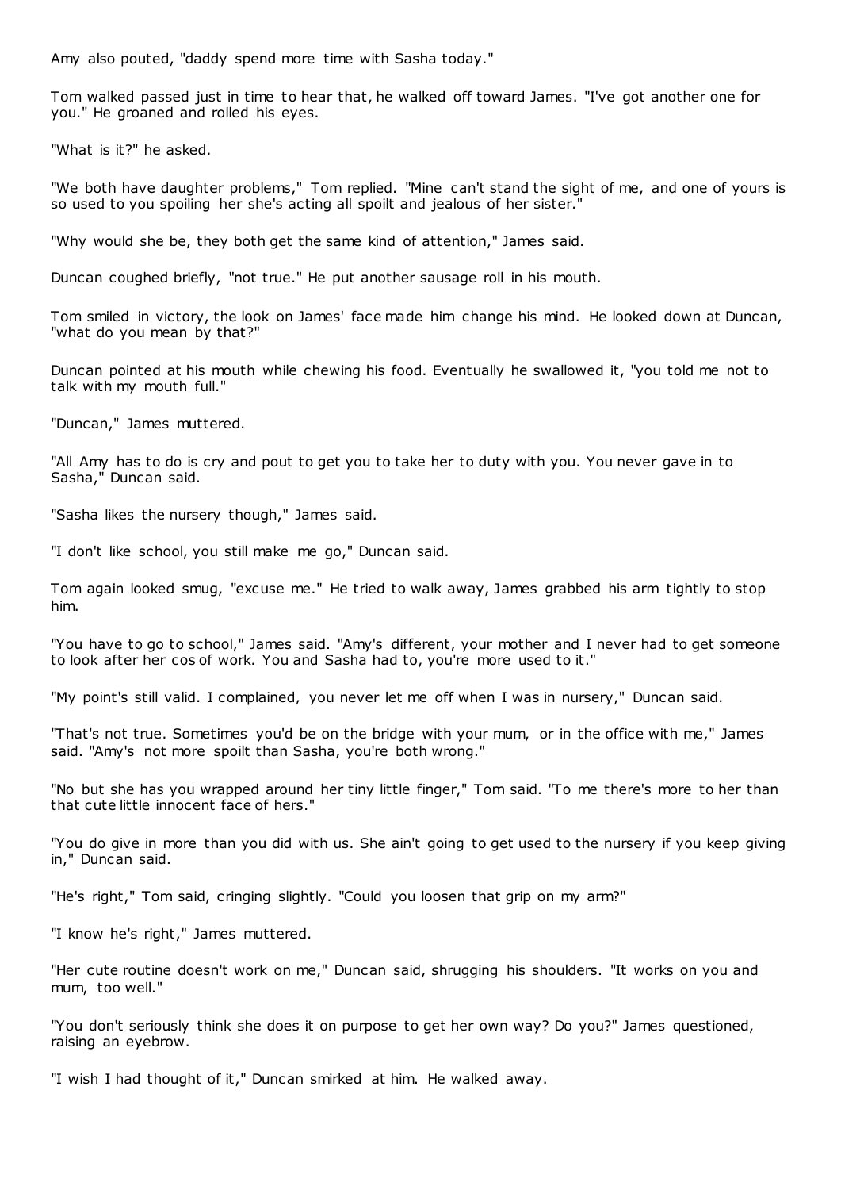Amy also pouted, "daddy spend more time with Sasha today."

Tom walked passed just in time to hear that, he walked off toward James. "I've got another one for you." He groaned and rolled his eyes.

"What is it?" he asked.

"We both have daughter problems," Tom replied. "Mine can't stand the sight of me, and one of yours is so used to you spoiling her she's acting all spoilt and jealous of her sister."

"Why would she be, they both get the same kind of attention," James said.

Duncan coughed briefly, "not true." He put another sausage roll in his mouth.

Tom smiled in victory, the look on James' face made him change his mind. He looked down at Duncan, "what do you mean by that?"

Duncan pointed at his mouth while chewing his food. Eventually he swallowed it, "you told me not to talk with my mouth full."

"Duncan," James muttered.

"All Amy has to do is cry and pout to get you to take her to duty with you. You never gave in to Sasha," Duncan said.

"Sasha likes the nursery though," James said.

"I don't like school, you still make me go," Duncan said.

Tom again looked smug, "excuse me." He tried to walk away, James grabbed his arm tightly to stop him.

"You have to go to school," James said. "Amy's different, your mother and I never had to get someone to look after her cos of work. You and Sasha had to, you're more used to it."

"My point's still valid. I complained, you never let me off when I was in nursery," Duncan said.

"That's not true. Sometimes you'd be on the bridge with your mum, or in the office with me," James said. "Amy's not more spoilt than Sasha, you're both wrong."

"No but she has you wrapped around her tiny little finger," Tom said. "To me there's more to her than that cute little innocent face of hers."

"You do give in more than you did with us. She ain't going to get used to the nursery if you keep giving in," Duncan said.

"He's right," Tom said, cringing slightly. "Could you loosen that grip on my arm?"

"I know he's right," James muttered.

"Her cute routine doesn't work on me," Duncan said, shrugging his shoulders. "It works on you and mum, too well."

"You don't seriously think she does it on purpose to get her own way? Do you?" James questioned, raising an eyebrow.

"I wish I had thought of it," Duncan smirked at him. He walked away.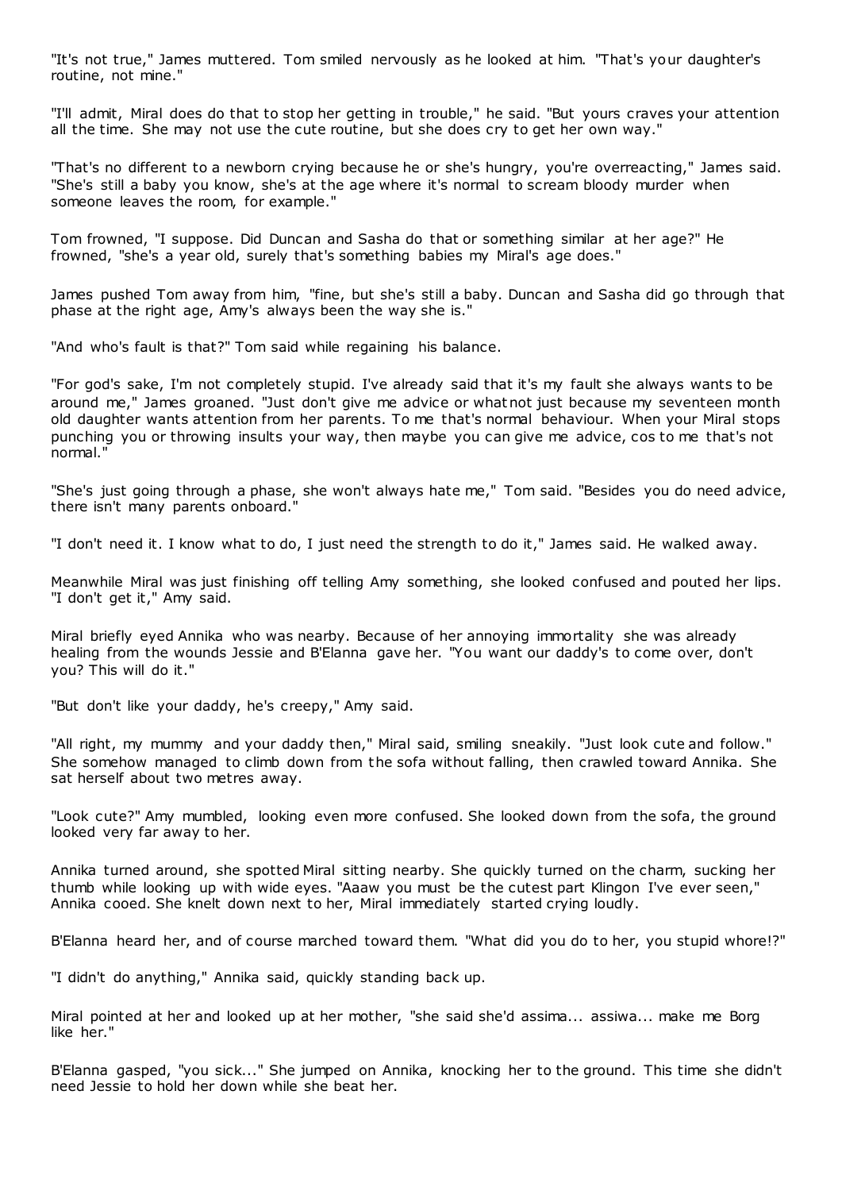"It's not true," James muttered. Tom smiled nervously as he looked at him. "That's your daughter's routine, not mine."

"I'll admit, Miral does do that to stop her getting in trouble," he said. "But yours craves your attention all the time. She may not use the cute routine, but she does cry to get her own way."

"That's no different to a newborn crying because he or she's hungry, you're overreacting," James said. "She's still a baby you know, she's at the age where it's normal to scream bloody murder when someone leaves the room, for example."

Tom frowned, "I suppose. Did Duncan and Sasha do that or something similar at her age?" He frowned, "she's a year old, surely that's something babies my Miral's age does."

James pushed Tom away from him, "fine, but she's still a baby. Duncan and Sasha did go through that phase at the right age, Amy's always been the way she is."

"And who's fault is that?" Tom said while regaining his balance.

"For god's sake, I'm not completely stupid. I've already said that it's my fault she always wants to be around me," James groaned. "Just don't give me advice or whatnot just because my seventeen month old daughter wants attention from her parents. To me that's normal behaviour. When your Miral stops punching you or throwing insults your way, then maybe you can give me advice, cos to me that's not normal."

"She's just going through a phase, she won't always hate me," Tom said. "Besides you do need advice, there isn't many parents onboard."

"I don't need it. I know what to do, I just need the strength to do it," James said. He walked away.

Meanwhile Miral was just finishing off telling Amy something, she looked confused and pouted her lips. "I don't get it," Amy said.

Miral briefly eyed Annika who was nearby. Because of her annoying immortality she was already healing from the wounds Jessie and B'Elanna gave her. "You want our daddy's to come over, don't you? This will do it."

"But don't like your daddy, he's creepy," Amy said.

"All right, my mummy and your daddy then," Miral said, smiling sneakily. "Just look cute and follow." She somehow managed to climb down from the sofa without falling, then crawled toward Annika. She sat herself about two metres away.

"Look cute?" Amy mumbled, looking even more confused. She looked down from the sofa, the ground looked very far away to her.

Annika turned around, she spotted Miral sitting nearby. She quickly turned on the charm, sucking her thumb while looking up with wide eyes. "Aaaw you must be the cutest part Klingon I've ever seen," Annika cooed. She knelt down next to her, Miral immediately started crying loudly.

B'Elanna heard her, and of course marched toward them. "What did you do to her, you stupid whore!?"

"I didn't do anything," Annika said, quickly standing back up.

Miral pointed at her and looked up at her mother, "she said she'd assima... assiwa... make me Borg like her."

B'Elanna gasped, "you sick..." She jumped on Annika, knocking her to the ground. This time she didn't need Jessie to hold her down while she beat her.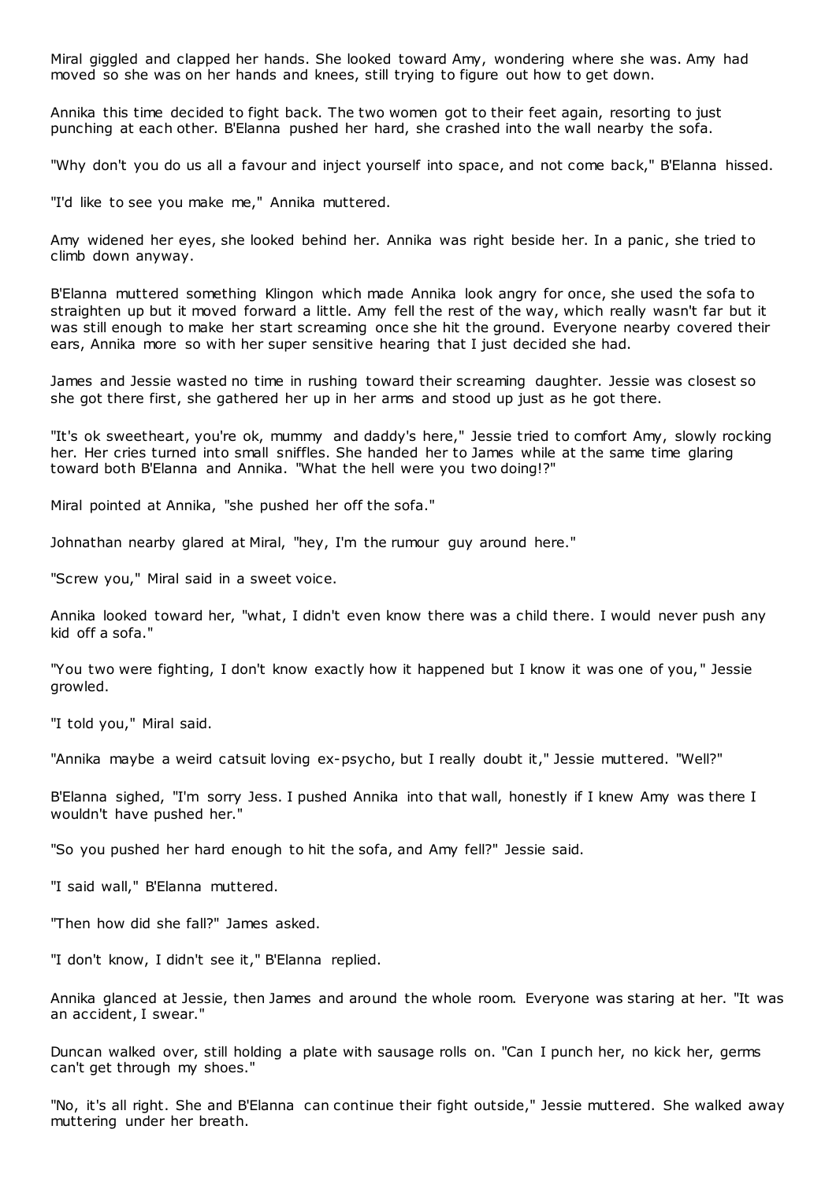Miral giggled and clapped her hands. She looked toward Amy, wondering where she was. Amy had moved so she was on her hands and knees, still trying to figure out how to get down.

Annika this time decided to fight back. The two women got to their feet again, resorting to just punching at each other. B'Elanna pushed her hard, she crashed into the wall nearby the sofa.

"Why don't you do us all a favour and inject yourself into space, and not come back," B'Elanna hissed.

"I'd like to see you make me," Annika muttered.

Amy widened her eyes, she looked behind her. Annika was right beside her. In a panic, she tried to climb down anyway.

B'Elanna muttered something Klingon which made Annika look angry for once, she used the sofa to straighten up but it moved forward a little. Amy fell the rest of the way, which really wasn't far but it was still enough to make her start screaming once she hit the ground. Everyone nearby covered their ears, Annika more so with her super sensitive hearing that I just decided she had.

James and Jessie wasted no time in rushing toward their screaming daughter. Jessie was closest so she got there first, she gathered her up in her arms and stood up just as he got there.

"It's ok sweetheart, you're ok, mummy and daddy's here," Jessie tried to comfort Amy, slowly rocking her. Her cries turned into small sniffles. She handed her to James while at the same time glaring toward both B'Elanna and Annika. "What the hell were you two doing!?"

Miral pointed at Annika, "she pushed her off the sofa."

Johnathan nearby glared at Miral, "hey, I'm the rumour guy around here."

"Screw you," Miral said in a sweet voice.

Annika looked toward her, "what, I didn't even know there was a child there. I would never push any kid off a sofa."

"You two were fighting, I don't know exactly how it happened but I know it was one of you," Jessie growled.

"I told you," Miral said.

"Annika maybe a weird catsuit loving ex-psycho, but I really doubt it," Jessie muttered. "Well?"

B'Elanna sighed, "I'm sorry Jess. I pushed Annika into that wall, honestly if I knew Amy was there I wouldn't have pushed her."

"So you pushed her hard enough to hit the sofa, and Amy fell?" Jessie said.

"I said wall," B'Elanna muttered.

"Then how did she fall?" James asked.

"I don't know, I didn't see it," B'Elanna replied.

Annika glanced at Jessie, then James and around the whole room. Everyone was staring at her. "It was an accident, I swear."

Duncan walked over, still holding a plate with sausage rolls on. "Can I punch her, no kick her, germs can't get through my shoes."

"No, it's all right. She and B'Elanna can continue their fight outside," Jessie muttered. She walked away muttering under her breath.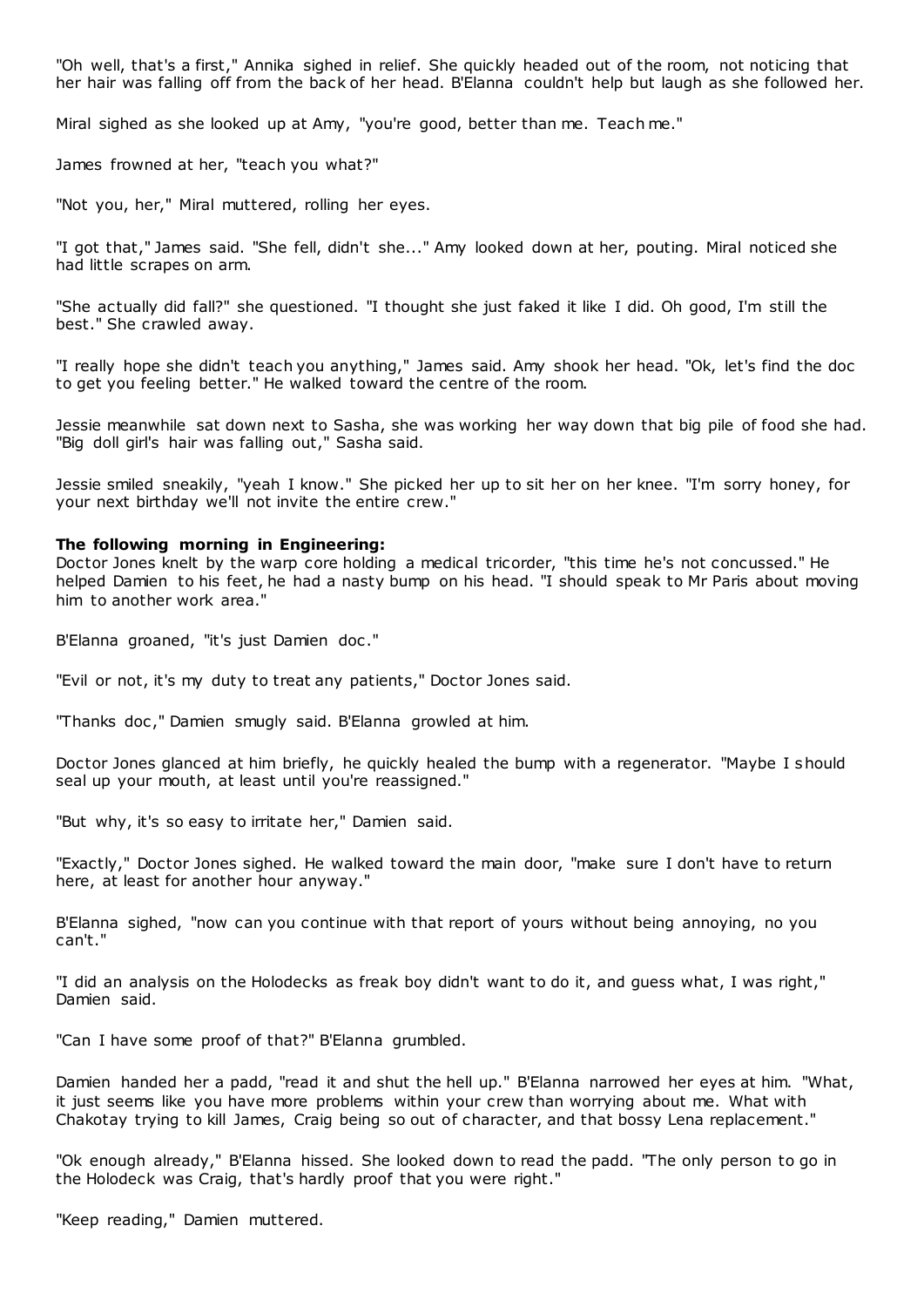"Oh well, that's a first," Annika sighed in relief. She quickly headed out of the room, not noticing that her hair was falling off from the back of her head. B'Elanna couldn't help but laugh as she followed her.

Miral sighed as she looked up at Amy, "you're good, better than me. Teach me."

James frowned at her, "teach you what?"

"Not you, her," Miral muttered, rolling her eyes.

"I got that," James said. "She fell, didn't she..." Amy looked down at her, pouting. Miral noticed she had little scrapes on arm.

"She actually did fall?" she questioned. "I thought she just faked it like I did. Oh good, I'm still the best." She crawled away.

"I really hope she didn't teach you anything," James said. Amy shook her head. "Ok, let's find the doc to get you feeling better." He walked toward the centre of the room.

Jessie meanwhile sat down next to Sasha, she was working her way down that big pile of food she had. "Big doll girl's hair was falling out," Sasha said.

Jessie smiled sneakily, "yeah I know." She picked her up to sit her on her knee. "I'm sorry honey, for your next birthday we'll not invite the entire crew."

**The following morning in Engineering:**
Doctor Jones knelt by the warp core holding a medical tricorder, "this time he's not concussed." He helped Damien to his feet, he had a nasty bump on his head. "I should speak to Mr Paris about moving him to another work area."

B'Elanna groaned, "it's just Damien doc."

"Evil or not, it's my duty to treat any patients," Doctor Jones said.

"Thanks doc," Damien smugly said. B'Elanna growled at him.

Doctor Jones glanced at him briefly, he quickly healed the bump with a regenerator. "Maybe I should seal up your mouth, at least until you're reassigned."

"But why, it's so easy to irritate her," Damien said.

"Exactly," Doctor Jones sighed. He walked toward the main door, "make sure I don't have to return here, at least for another hour anyway."

B'Elanna sighed, "now can you continue with that report of yours without being annoying, no you can't."

"I did an analysis on the Holodecks as freak boy didn't want to do it, and guess what, I was right," Damien said.

"Can I have some proof of that?" B'Elanna grumbled.

Damien handed her a padd, "read it and shut the hell up." B'Elanna narrowed her eyes at him. "What, it just seems like you have more problems within your crew than worrying about me. What with Chakotay trying to kill James, Craig being so out of character, and that bossy Lena replacement."

"Ok enough already," B'Elanna hissed. She looked down to read the padd. "The only person to go in the Holodeck was Craig, that's hardly proof that you were right."

"Keep reading," Damien muttered.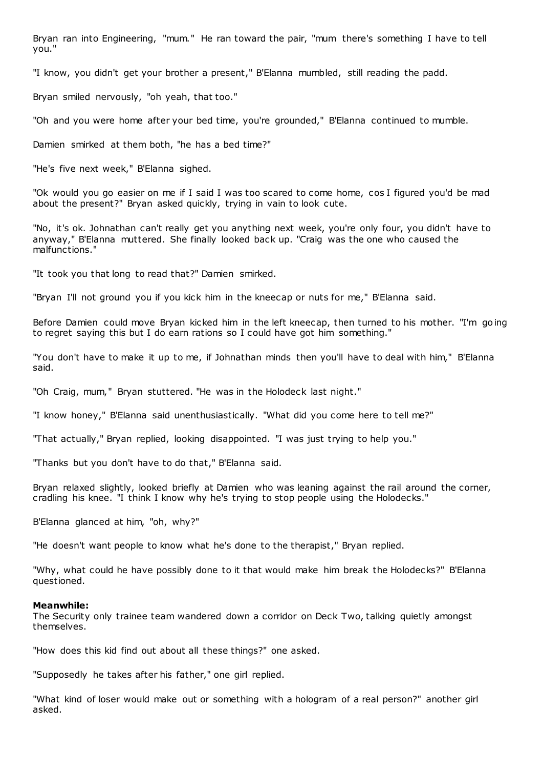Bryan ran into Engineering, "mum." He ran toward the pair, "mum there's something I have to tell you."

"I know, you didn't get your brother a present," B'Elanna mumbled, still reading the padd.

Bryan smiled nervously, "oh yeah, that too."

"Oh and you were home after your bed time, you're grounded," B'Elanna continued to mumble.

Damien smirked at them both, "he has a bed time?"

"He's five next week," B'Elanna sighed.

"Ok would you go easier on me if I said I was too scared to come home, cos I figured you'd be mad about the present?" Bryan asked quickly, trying in vain to look cute.

"No, it's ok. Johnathan can't really get you anything next week, you're only four, you didn't have to anyway," B'Elanna muttered. She finally looked back up. "Craig was the one who caused the malfunctions."

"It took you that long to read that?" Damien smirked.

"Bryan I'll not ground you if you kick him in the kneecap or nuts for me," B'Elanna said.

Before Damien could move Bryan kicked him in the left kneecap, then turned to his mother. "I'm going to regret saying this but I do earn rations so I could have got him something."

"You don't have to make it up to me, if Johnathan minds then you'll have to deal with him," B'Elanna said.

"Oh Craig, mum," Bryan stuttered. "He was in the Holodeck last night."

"I know honey," B'Elanna said unenthusiastically. "What did you come here to tell me?"

"That actually," Bryan replied, looking disappointed. "I was just trying to help you."

"Thanks but you don't have to do that," B'Elanna said.

Bryan relaxed slightly, looked briefly at Damien who was leaning against the rail around the corner, cradling his knee. "I think I know why he's trying to stop people using the Holodecks."

B'Elanna glanced at him, "oh, why?"

"He doesn't want people to know what he's done to the therapist," Bryan replied.

"Why, what could he have possibly done to it that would make him break the Holodecks?" B'Elanna questioned.

**Meanwhile:**
The Security only trainee team wandered down a corridor on Deck Two, talking quietly amongst themselves.

"How does this kid find out about all these things?" one asked.

"Supposedly he takes after his father," one girl replied.

"What kind of loser would make out or something with a hologram of a real person?" another girl asked.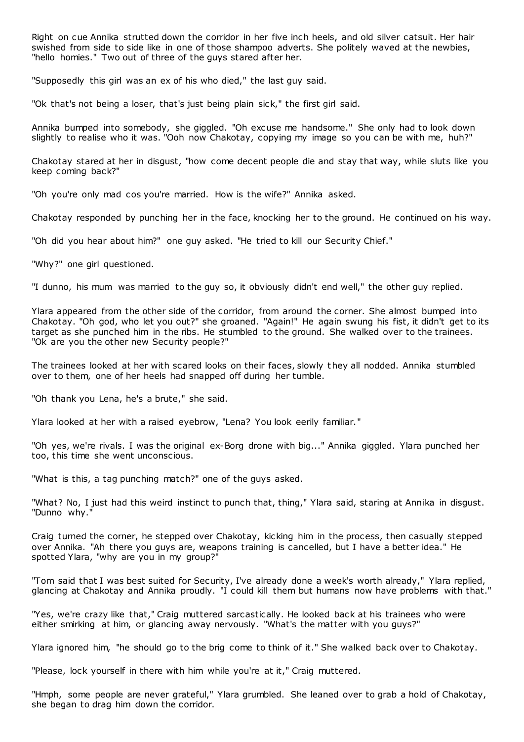Right on cue Annika strutted down the corridor in her five inch heels, and old silver catsuit. Her hair swished from side to side like in one of those shampoo adverts. She politely waved at the newbies, "hello homies." Two out of three of the guys stared after her.

"Supposedly this girl was an ex of his who died," the last guy said.

"Ok that's not being a loser, that's just being plain sick," the first girl said.

Annika bumped into somebody, she giggled. "Oh excuse me handsome." She only had to look down slightly to realise who it was. "Ooh now Chakotay, copying my image so you can be with me, huh?"

Chakotay stared at her in disgust, "how come decent people die and stay that way, while sluts like you keep coming back?"

"Oh you're only mad cos you're married. How is the wife?" Annika asked.

Chakotay responded by punching her in the face, knocking her to the ground. He continued on his way.

"Oh did you hear about him?" one guy asked. "He tried to kill our Security Chief."

"Why?" one girl questioned.

"I dunno, his mum was married to the guy so, it obviously didn't end well," the other guy replied.

Ylara appeared from the other side of the corridor, from around the corner. She almost bumped into Chakotay. "Oh god, who let you out?" she groaned. "Again!" He again swung his fist, it didn't get to its target as she punched him in the ribs. He stumbled to the ground. She walked over to the trainees. "Ok are you the other new Security people?"

The trainees looked at her with scared looks on their faces, slowly they all nodded. Annika stumbled over to them, one of her heels had snapped off during her tumble.

"Oh thank you Lena, he's a brute," she said.

Ylara looked at her with a raised eyebrow, "Lena? You look eerily familiar."

"Oh yes, we're rivals. I was the original ex-Borg drone with big..." Annika giggled. Ylara punched her too, this time she went unconscious.

"What is this, a tag punching match?" one of the guys asked.

"What? No, I just had this weird instinct to punch that, thing," Ylara said, staring at Annika in disgust. "Dunno why."

Craig turned the corner, he stepped over Chakotay, kicking him in the process, then casually stepped over Annika. "Ah there you guys are, weapons training is cancelled, but I have a better idea." He spotted Ylara, "why are you in my group?"

"Tom said that I was best suited for Security, I've already done a week's worth already," Ylara replied, glancing at Chakotay and Annika proudly. "I could kill them but humans now have problems with that."

"Yes, we're crazy like that," Craig muttered sarcastically. He looked back at his trainees who were either smirking at him, or glancing away nervously. "What's the matter with you guys?"

Ylara ignored him, "he should go to the brig come to think of it." She walked back over to Chakotay.

"Please, lock yourself in there with him while you're at it," Craig muttered.

"Hmph, some people are never grateful," Ylara grumbled. She leaned over to grab a hold of Chakotay, she began to drag him down the corridor.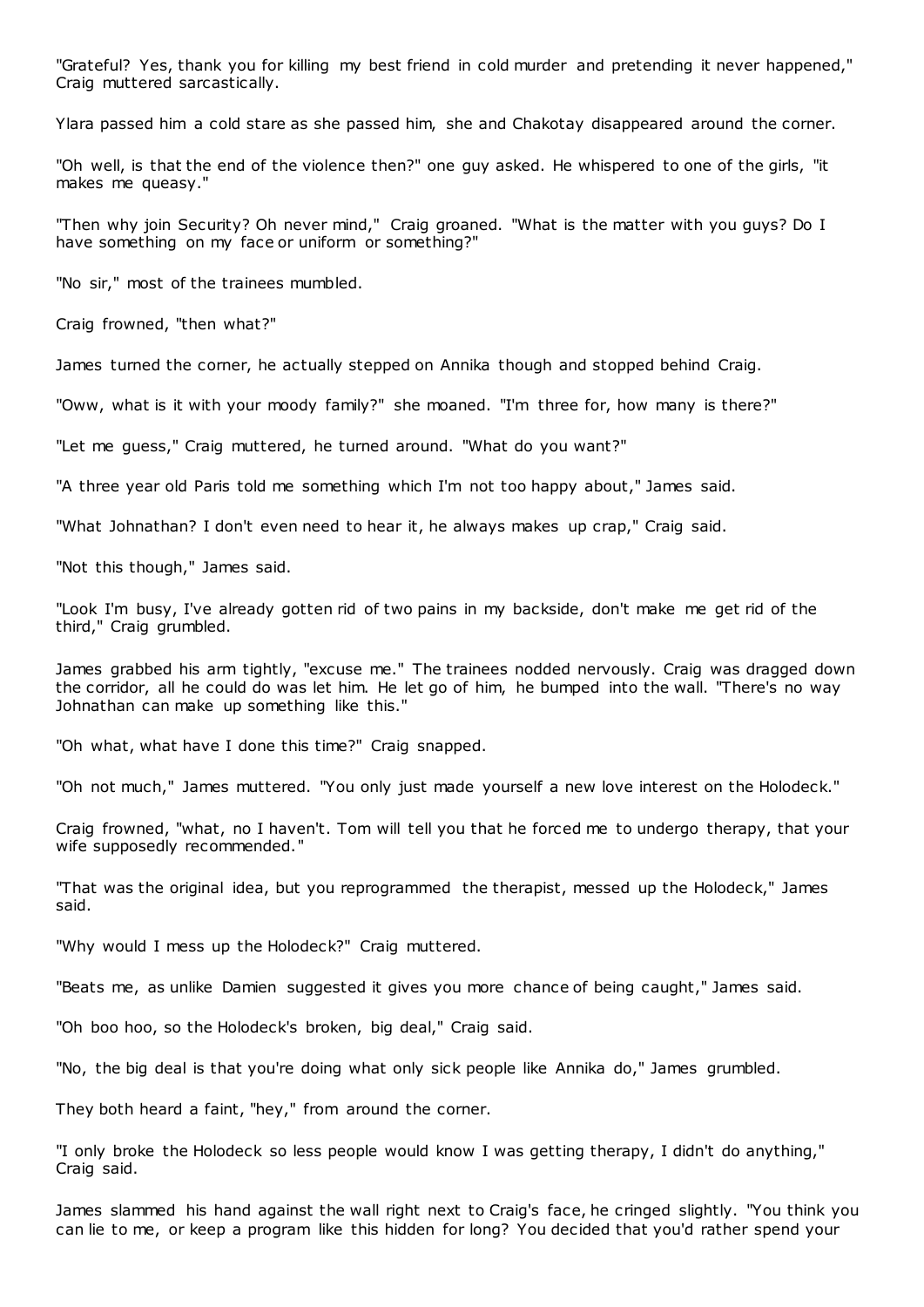"Grateful? Yes, thank you for killing my best friend in cold murder and pretending it never happened," Craig muttered sarcastically.

Ylara passed him a cold stare as she passed him, she and Chakotay disappeared around the corner.

"Oh well, is that the end of the violence then?" one guy asked. He whispered to one of the girls, "it makes me queasy."

"Then why join Security? Oh never mind," Craig groaned. "What is the matter with you guys? Do I have something on my face or uniform or something?"

"No sir," most of the trainees mumbled.

Craig frowned, "then what?"

James turned the corner, he actually stepped on Annika though and stopped behind Craig.

"Oww, what is it with your moody family?" she moaned. "I'm three for, how many is there?"

"Let me guess," Craig muttered, he turned around. "What do you want?"

"A three year old Paris told me something which I'm not too happy about," James said.

"What Johnathan? I don't even need to hear it, he always makes up crap," Craig said.

"Not this though," James said.

"Look I'm busy, I've already gotten rid of two pains in my backside, don't make me get rid of the third," Craig grumbled.

James grabbed his arm tightly, "excuse me." The trainees nodded nervously. Craig was dragged down the corridor, all he could do was let him. He let go of him, he bumped into the wall. "There's no way Johnathan can make up something like this."

"Oh what, what have I done this time?" Craig snapped.

"Oh not much," James muttered. "You only just made yourself a new love interest on the Holodeck."

Craig frowned, "what, no I haven't. Tom will tell you that he forced me to undergo therapy, that your wife supposedly recommended."

"That was the original idea, but you reprogrammed the therapist, messed up the Holodeck," James said.

"Why would I mess up the Holodeck?" Craig muttered.

"Beats me, as unlike Damien suggested it gives you more chance of being caught," James said.

"Oh boo hoo, so the Holodeck's broken, big deal," Craig said.

"No, the big deal is that you're doing what only sick people like Annika do," James grumbled.

They both heard a faint, "hey," from around the corner.

"I only broke the Holodeck so less people would know I was getting therapy, I didn't do anything," Craig said.

James slammed his hand against the wall right next to Craig's face, he cringed slightly. "You think you can lie to me, or keep a program like this hidden for long? You decided that you'd rather spend your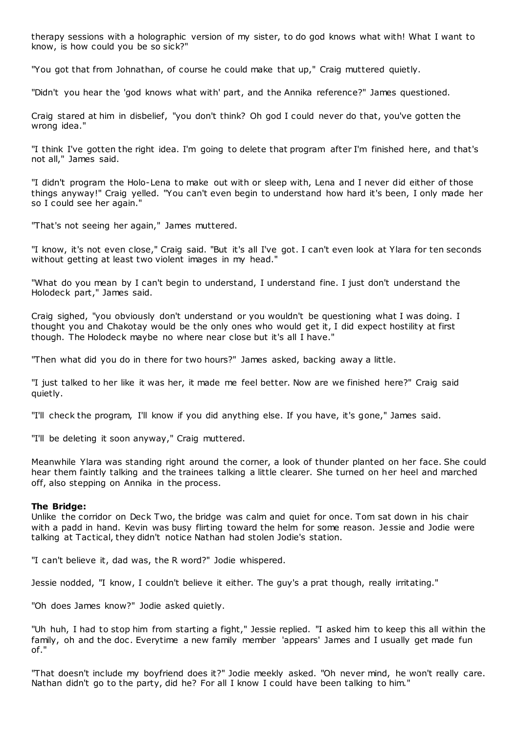therapy sessions with a holographic version of my sister, to do god knows what with! What I want to know, is how could you be so sick?"

"You got that from Johnathan, of course he could make that up," Craig muttered quietly.

"Didn't you hear the 'god knows what with' part, and the Annika reference?" James questioned.

Craig stared at him in disbelief, "you don't think? Oh god I could never do that, you've gotten the wrong idea."

"I think I've gotten the right idea. I'm going to delete that program after I'm finished here, and that's not all," James said.

"I didn't program the Holo-Lena to make out with or sleep with, Lena and I never did either of those things anyway!" Craig yelled. "You can't even begin to understand how hard it's been, I only made her so I could see her again."

"That's not seeing her again," James muttered.

"I know, it's not even close," Craig said. "But it's all I've got. I can't even look at Ylara for ten seconds without getting at least two violent images in my head."

"What do you mean by I can't begin to understand, I understand fine. I just don't understand the Holodeck part," James said.

Craig sighed, "you obviously don't understand or you wouldn't be questioning what I was doing. I thought you and Chakotay would be the only ones who would get it, I did expect hostility at first though. The Holodeck maybe no where near close but it's all I have."

"Then what did you do in there for two hours?" James asked, backing away a little.

"I just talked to her like it was her, it made me feel better. Now are we finished here?" Craig said quietly.

"I'll check the program, I'll know if you did anything else. If you have, it's gone," James said.

"I'll be deleting it soon anyway," Craig muttered.

Meanwhile Ylara was standing right around the corner, a look of thunder planted on her face. She could hear them faintly talking and the trainees talking a little clearer. She turned on her heel and marched off, also stepping on Annika in the process.

**The Bridge:**
Unlike the corridor on Deck Two, the bridge was calm and quiet for once. Tom sat down in his chair with a padd in hand. Kevin was busy flirting toward the helm for some reason. Jessie and Jodie were talking at Tactical, they didn't notice Nathan had stolen Jodie's station.

"I can't believe it, dad was, the R word?" Jodie whispered.

Jessie nodded, "I know, I couldn't believe it either. The guy's a prat though, really irritating."

"Oh does James know?" Jodie asked quietly.

"Uh huh, I had to stop him from starting a fight," Jessie replied. "I asked him to keep this all within the family, oh and the doc. Everytime a new family member 'appears' James and I usually get made fun of."

"That doesn't include my boyfriend does it?" Jodie meekly asked. "Oh never mind, he won't really care. Nathan didn't go to the party, did he? For all I know I could have been talking to him."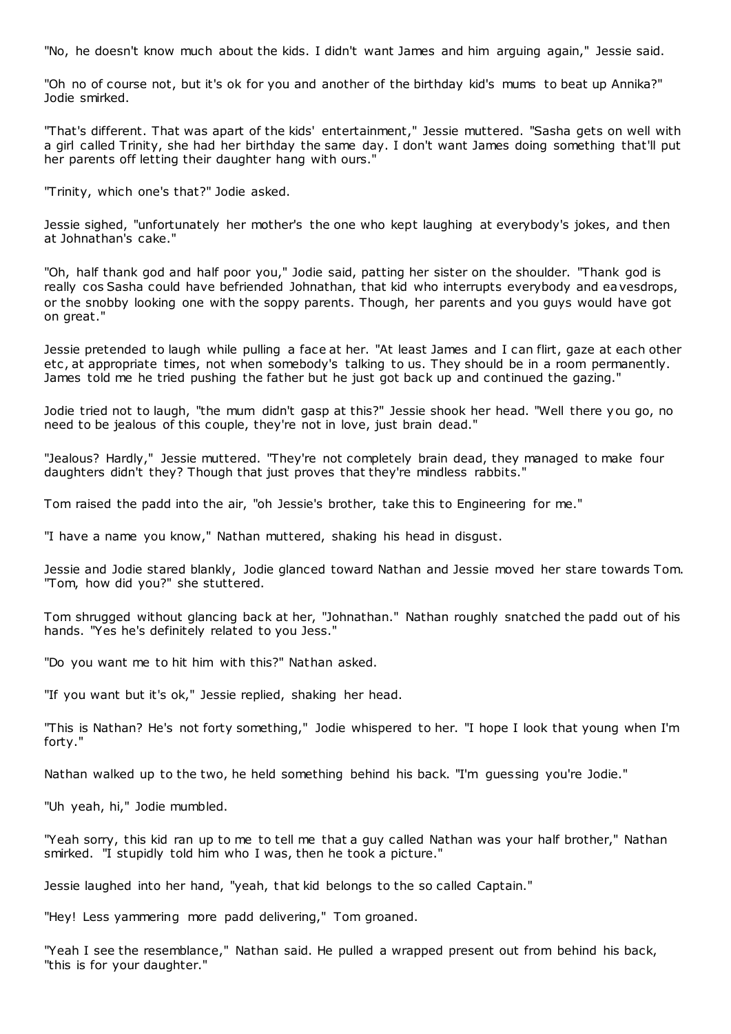"No, he doesn't know much about the kids. I didn't want James and him arguing again," Jessie said.

"Oh no of course not, but it's ok for you and another of the birthday kid's mums to beat up Annika?" Jodie smirked.

"That's different. That was apart of the kids' entertainment," Jessie muttered. "Sasha gets on well with a girl called Trinity, she had her birthday the same day. I don't want James doing something that'll put her parents off letting their daughter hang with ours."

"Trinity, which one's that?" Jodie asked.

Jessie sighed, "unfortunately her mother's the one who kept laughing at everybody's jokes, and then at Johnathan's cake."

"Oh, half thank god and half poor you," Jodie said, patting her sister on the shoulder. "Thank god is really cos Sasha could have befriended Johnathan, that kid who interrupts everybody and eavesdrops, or the snobby looking one with the soppy parents. Though, her parents and you guys would have got on great."

Jessie pretended to laugh while pulling a face at her. "At least James and I can flirt, gaze at each other etc, at appropriate times, not when somebody's talking to us. They should be in a room permanently. James told me he tried pushing the father but he just got back up and continued the gazing."

Jodie tried not to laugh, "the mum didn't gasp at this?" Jessie shook her head. "Well there you go, no need to be jealous of this couple, they're not in love, just brain dead."

"Jealous? Hardly," Jessie muttered. "They're not completely brain dead, they managed to make four daughters didn't they? Though that just proves that they're mindless rabbits."

Tom raised the padd into the air, "oh Jessie's brother, take this to Engineering for me."

"I have a name you know," Nathan muttered, shaking his head in disgust.

Jessie and Jodie stared blankly, Jodie glanced toward Nathan and Jessie moved her stare towards Tom. "Tom, how did you?" she stuttered.

Tom shrugged without glancing back at her, "Johnathan." Nathan roughly snatched the padd out of his hands. "Yes he's definitely related to you Jess."

"Do you want me to hit him with this?" Nathan asked.

"If you want but it's ok," Jessie replied, shaking her head.

"This is Nathan? He's not forty something," Jodie whispered to her. "I hope I look that young when I'm forty."

Nathan walked up to the two, he held something behind his back. "I'm guessing you're Jodie."

"Uh yeah, hi," Jodie mumbled.

"Yeah sorry, this kid ran up to me to tell me that a guy called Nathan was your half brother," Nathan smirked. "I stupidly told him who I was, then he took a picture."

Jessie laughed into her hand, "yeah, that kid belongs to the so called Captain."

"Hey! Less yammering more padd delivering," Tom groaned.

"Yeah I see the resemblance," Nathan said. He pulled a wrapped present out from behind his back, "this is for your daughter."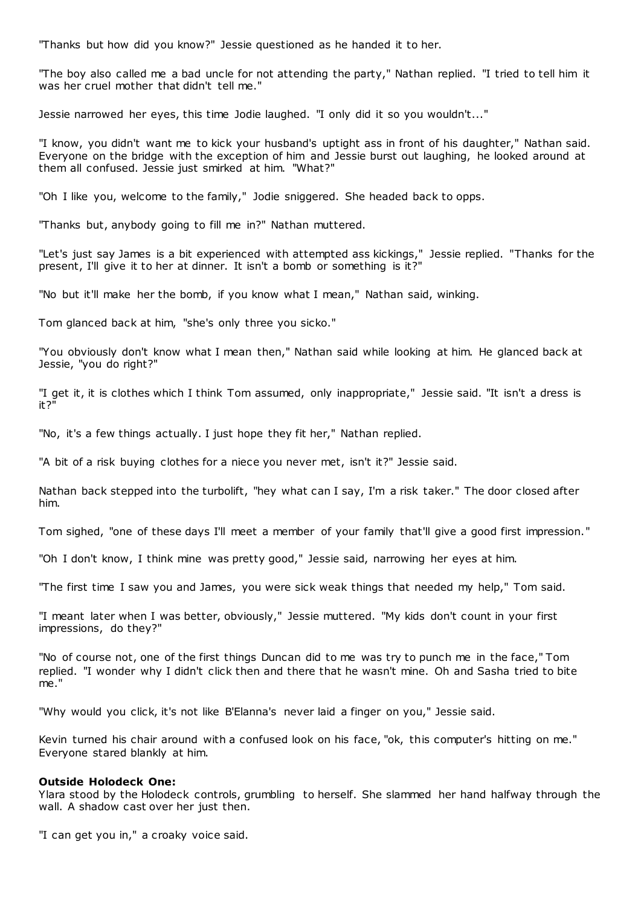"Thanks but how did you know?" Jessie questioned as he handed it to her.

"The boy also called me a bad uncle for not attending the party," Nathan replied. "I tried to tell him it was her cruel mother that didn't tell me."

Jessie narrowed her eyes, this time Jodie laughed. "I only did it so you wouldn't..."

"I know, you didn't want me to kick your husband's uptight ass in front of his daughter," Nathan said. Everyone on the bridge with the exception of him and Jessie burst out laughing, he looked around at them all confused. Jessie just smirked at him. "What?"

"Oh I like you, welcome to the family," Jodie sniggered. She headed back to opps.

"Thanks but, anybody going to fill me in?" Nathan muttered.

"Let's just say James is a bit experienced with attempted ass kickings," Jessie replied. "Thanks for the present, I'll give it to her at dinner. It isn't a bomb or something is it?"

"No but it'll make her the bomb, if you know what I mean," Nathan said, winking.

Tom glanced back at him, "she's only three you sicko."

"You obviously don't know what I mean then," Nathan said while looking at him. He glanced back at Jessie, "you do right?"

"I get it, it is clothes which I think Tom assumed, only inappropriate," Jessie said. "It isn't a dress is it?"

"No, it's a few things actually. I just hope they fit her," Nathan replied.

"A bit of a risk buying clothes for a niece you never met, isn't it?" Jessie said.

Nathan back stepped into the turbolift, "hey what can I say, I'm a risk taker." The door closed after him.

Tom sighed, "one of these days I'll meet a member of your family that'll give a good first impression."

"Oh I don't know, I think mine was pretty good," Jessie said, narrowing her eyes at him.

"The first time I saw you and James, you were sick weak things that needed my help," Tom said.

"I meant later when I was better, obviously," Jessie muttered. "My kids don't count in your first impressions, do they?"

"No of course not, one of the first things Duncan did to me was try to punch me in the face," Tom replied. "I wonder why I didn't click then and there that he wasn't mine. Oh and Sasha tried to bite me."

"Why would you click, it's not like B'Elanna's never laid a finger on you," Jessie said.

Kevin turned his chair around with a confused look on his face, "ok, this computer's hitting on me." Everyone stared blankly at him.

**Outside Holodeck One:**
Ylara stood by the Holodeck controls, grumbling to herself. She slammed her hand halfway through the wall. A shadow cast over her just then.

"I can get you in," a croaky voice said.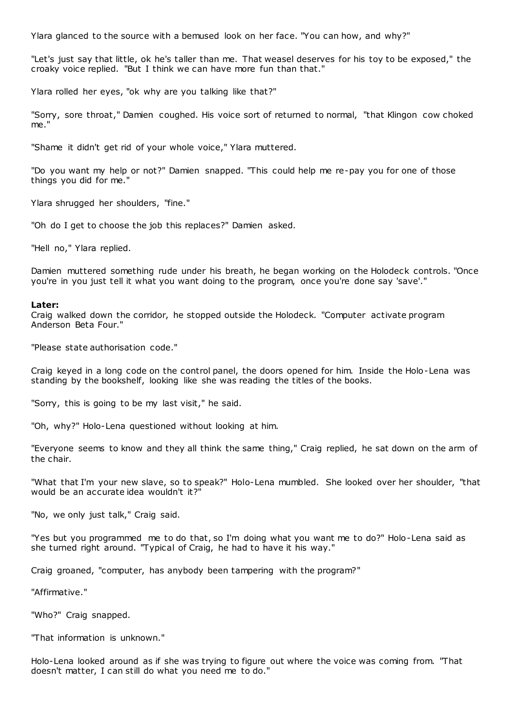Ylara glanced to the source with a bemused look on her face. "You can how, and why?"

"Let's just say that little, ok he's taller than me. That weasel deserves for his toy to be exposed," the croaky voice replied. "But I think we can have more fun than that."

Ylara rolled her eyes, "ok why are you talking like that?"

"Sorry, sore throat," Damien coughed. His voice sort of returned to normal, "that Klingon cow choked me."

"Shame it didn't get rid of your whole voice," Ylara muttered.

"Do you want my help or not?" Damien snapped. "This could help me re-pay you for one of those things you did for me."

Ylara shrugged her shoulders, "fine."

"Oh do I get to choose the job this replaces?" Damien asked.

"Hell no," Ylara replied.

Damien muttered something rude under his breath, he began working on the Holodeck controls. "Once you're in you just tell it what you want doing to the program, once you're done say 'save'."

**Later:**
Craig walked down the corridor, he stopped outside the Holodeck. "Computer activate program Anderson Beta Four."

"Please state authorisation code."

Craig keyed in a long code on the control panel, the doors opened for him. Inside the Holo-Lena was standing by the bookshelf, looking like she was reading the titles of the books.

"Sorry, this is going to be my last visit," he said.

"Oh, why?" Holo-Lena questioned without looking at him.

"Everyone seems to know and they all think the same thing," Craig replied, he sat down on the arm of the chair.

"What that I'm your new slave, so to speak?" Holo-Lena mumbled. She looked over her shoulder, "that would be an accurate idea wouldn't it?"

"No, we only just talk," Craig said.

"Yes but you programmed me to do that, so I'm doing what you want me to do?" Holo-Lena said as she turned right around. "Typical of Craig, he had to have it his way."

Craig groaned, "computer, has anybody been tampering with the program?"

"Affirmative."

"Who?" Craig snapped.

"That information is unknown."

Holo-Lena looked around as if she was trying to figure out where the voice was coming from. "That doesn't matter, I can still do what you need me to do."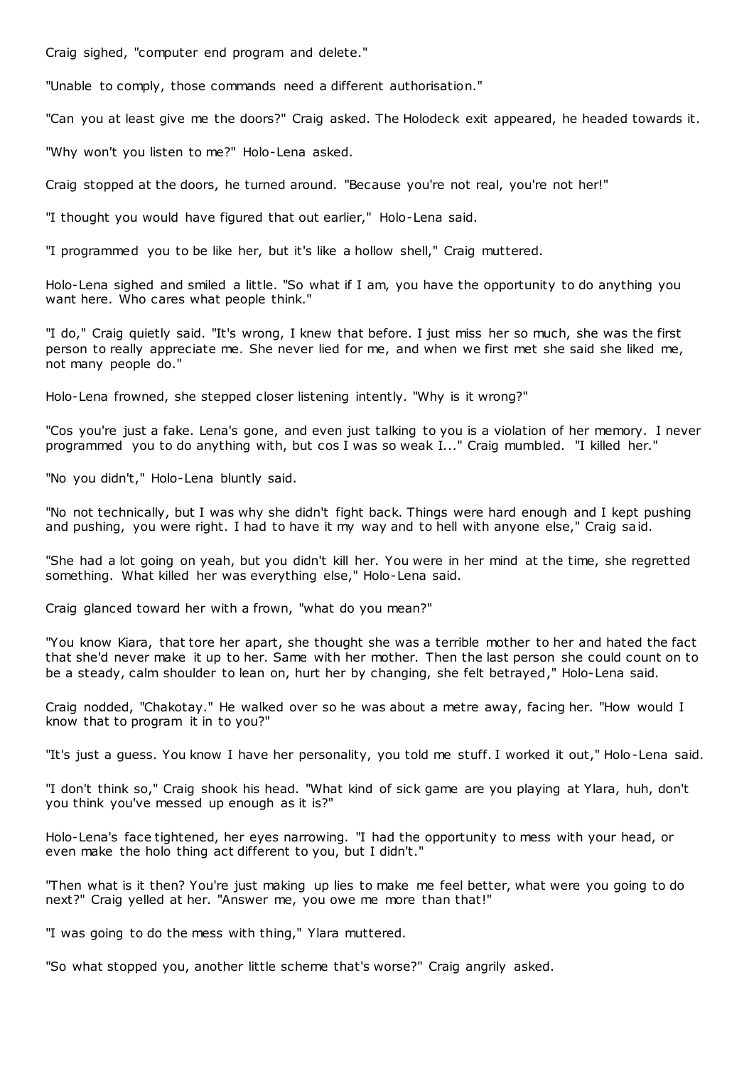Craig sighed, "computer end program and delete."

"Unable to comply, those commands need a different authorisation."

"Can you at least give me the doors?" Craig asked. The Holodeck exit appeared, he headed towards it.

"Why won't you listen to me?" Holo-Lena asked.

Craig stopped at the doors, he turned around. "Because you're not real, you're not her!"

"I thought you would have figured that out earlier," Holo-Lena said.

"I programmed you to be like her, but it's like a hollow shell," Craig muttered.

Holo-Lena sighed and smiled a little. "So what if I am, you have the opportunity to do anything you want here. Who cares what people think."

"I do," Craig quietly said. "It's wrong, I knew that before. I just miss her so much, she was the first person to really appreciate me. She never lied for me, and when we first met she said she liked me, not many people do."

Holo-Lena frowned, she stepped closer listening intently. "Why is it wrong?"

"Cos you're just a fake. Lena's gone, and even just talking to you is a violation of her memory. I never programmed you to do anything with, but cos I was so weak I..." Craig mumbled. "I killed her."

"No you didn't," Holo-Lena bluntly said.

"No not technically, but I was why she didn't fight back. Things were hard enough and I kept pushing and pushing, you were right. I had to have it my way and to hell with anyone else," Craig said.

"She had a lot going on yeah, but you didn't kill her. You were in her mind at the time, she regretted something. What killed her was everything else," Holo-Lena said.

Craig glanced toward her with a frown, "what do you mean?"

"You know Kiara, that tore her apart, she thought she was a terrible mother to her and hated the fact that she'd never make it up to her. Same with her mother. Then the last person she could count on to be a steady, calm shoulder to lean on, hurt her by changing, she felt betrayed," Holo-Lena said.

Craig nodded, "Chakotay." He walked over so he was about a metre away, facing her. "How would I know that to program it in to you?"

"It's just a guess. You know I have her personality, you told me stuff. I worked it out," Holo-Lena said.

"I don't think so," Craig shook his head. "What kind of sick game are you playing at Ylara, huh, don't you think you've messed up enough as it is?"

Holo-Lena's face tightened, her eyes narrowing. "I had the opportunity to mess with your head, or even make the holo thing act different to you, but I didn't."

"Then what is it then? You're just making up lies to make me feel better, what were you going to do next?" Craig yelled at her. "Answer me, you owe me more than that!"

"I was going to do the mess with thing," Ylara muttered.

"So what stopped you, another little scheme that's worse?" Craig angrily asked.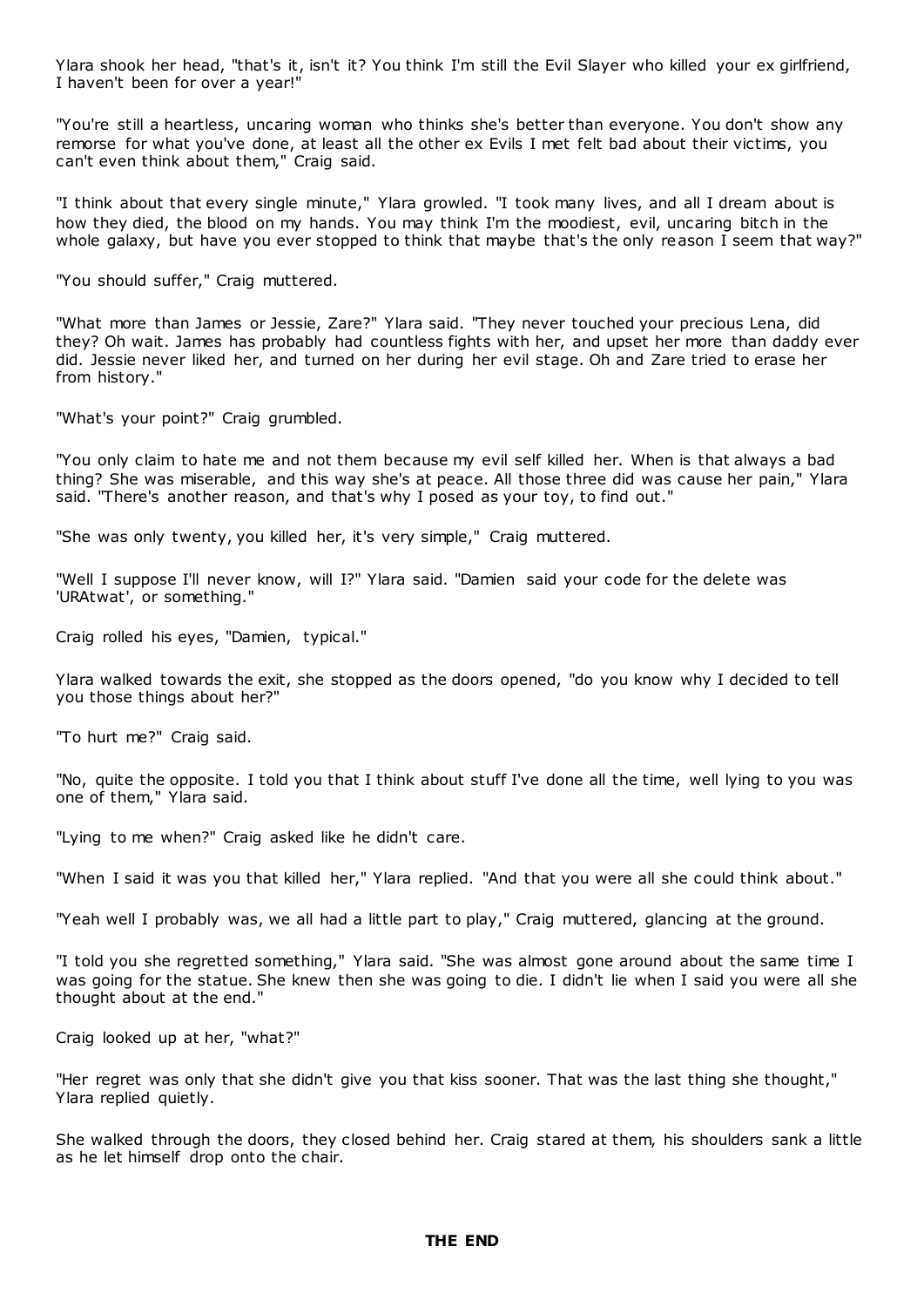Ylara shook her head, "that's it, isn't it? You think I'm still the Evil Slayer who killed your ex girlfriend, I haven't been for over a year!"

"You're still a heartless, uncaring woman who thinks she's better than everyone. You don't show any remorse for what you've done, at least all the other ex Evils I met felt bad about their victims, you can't even think about them," Craig said.

"I think about that every single minute," Ylara growled. "I took many lives, and all I dream about is how they died, the blood on my hands. You may think I'm the moodiest, evil, uncaring bitch in the whole galaxy, but have you ever stopped to think that maybe that's the only reason I seem that way?"

"You should suffer," Craig muttered.

"What more than James or Jessie, Zare?" Ylara said. "They never touched your precious Lena, did they? Oh wait. James has probably had countless fights with her, and upset her more than daddy ever did. Jessie never liked her, and turned on her during her evil stage. Oh and Zare tried to erase her from history."

"What's your point?" Craig grumbled.

"You only claim to hate me and not them because my evil self killed her. When is that always a bad thing? She was miserable, and this way she's at peace. All those three did was cause her pain," Ylara said. "There's another reason, and that's why I posed as your toy, to find out."

"She was only twenty, you killed her, it's very simple," Craig muttered.

"Well I suppose I'll never know, will I?" Ylara said. "Damien said your code for the delete was 'URAtwat', or something."

Craig rolled his eyes, "Damien, typical."

Ylara walked towards the exit, she stopped as the doors opened, "do you know why I decided to tell you those things about her?"

"To hurt me?" Craig said.

"No, quite the opposite. I told you that I think about stuff I've done all the time, well lying to you was one of them," Ylara said.

"Lying to me when?" Craig asked like he didn't care.

"When I said it was you that killed her," Ylara replied. "And that you were all she could think about."

"Yeah well I probably was, we all had a little part to play," Craig muttered, glancing at the ground.

"I told you she regretted something," Ylara said. "She was almost gone around about the same time I was going for the statue. She knew then she was going to die. I didn't lie when I said you were all she thought about at the end."

Craig looked up at her, "what?"

"Her regret was only that she didn't give you that kiss sooner. That was the last thing she thought," Ylara replied quietly.

She walked through the doors, they closed behind her. Craig stared at them, his shoulders sank a little as he let himself drop onto the chair.

**THE END**